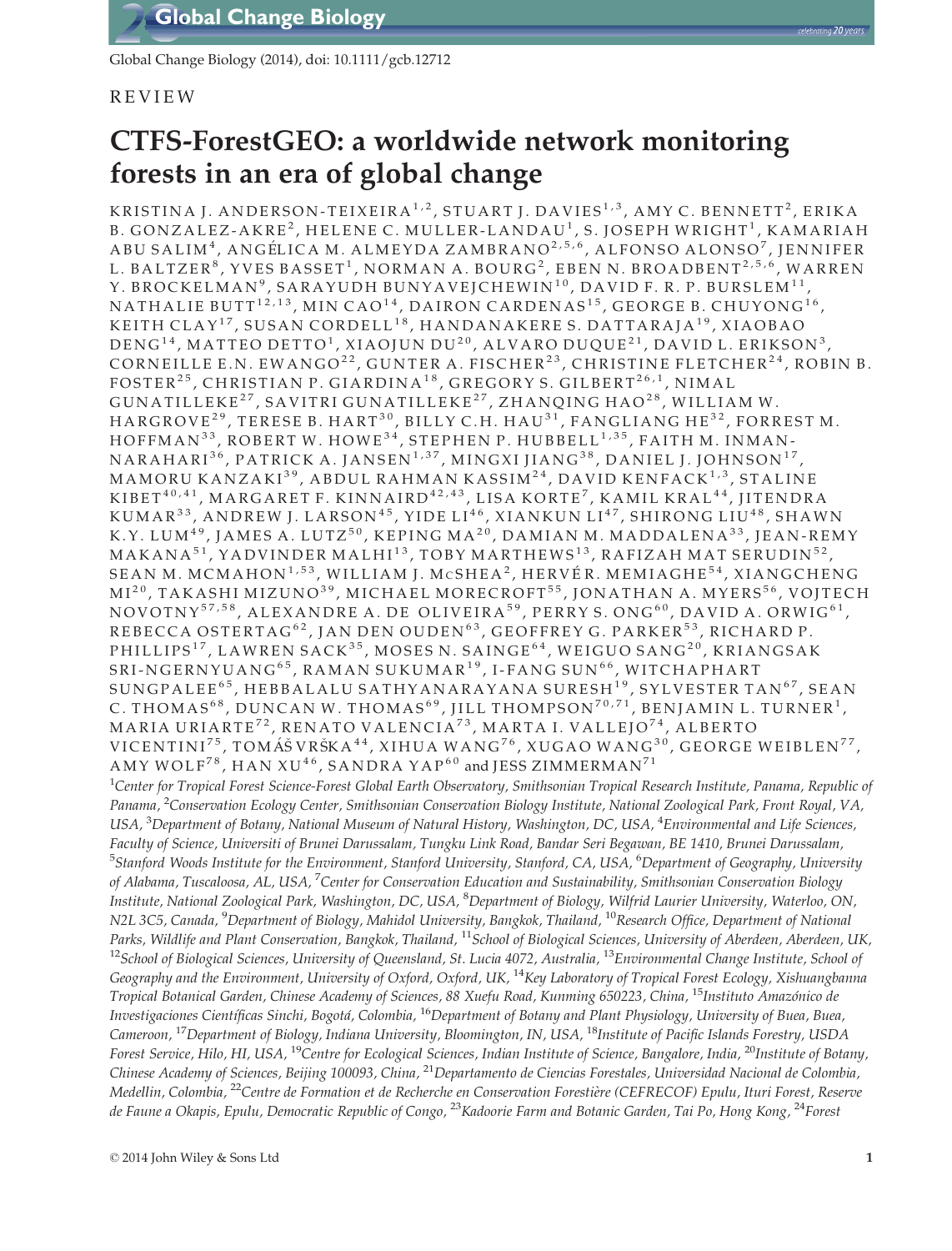Global Change Biology (2014), doi: 10.1111/gcb.12712

REVIEW

# CTFS-ForestGEO: a worldwide network monitoring forests in an era of global change

KRISTINA J. ANDERSON-TEIXEIRA[1,2], STUART J. DAVIES[1,3], AMY C. BENNETT[2], ERIKA B. GONZALEZ-AKRE[2], HELENE C. MULLER-LANDAU[1], S. JOSEPH WRIGHT[1], KAMARIAH ABU SALIM[4], ANGÉLICA M. ALMEYDA ZAMBRANO[2,5,6], ALFONSO ALONSO[7], JENNIFER L. BALTZER[8], YVES BASSET[1], NORMAN A. BOURG[2], EBEN N. BROADBENT[2,5,6], WARREN Y. BROCKELMAN[9], SARAYUDH BUNYAVEJCHEWIN[10], DAVID F. R. P. BURSLEM[11], NATHALIE BUTT[12,13], MIN CAO[14], DAIRON CARDENAS[15], GEORGE B. CHUYONG[16], KEITH CLAY[17], SUSAN CORDELL[18], HANDANAKERE S. DATTARAJA[19], XIAOBAO DENG[14], MATTEO DETTO[1], XIAOJUN DU[20], ALVARO DUQUE[21], DAVID L. ERIKSON[3], CORNEILLE E.N. EWANGO[22], GUNTER A. FISCHER[23], CHRISTINE FLETCHER[24], ROBIN B. FOSTER[25], CHRISTIAN P. GIARDINA[18], GREGORY S. GILBERT[26,1], NIMAL GUNATILLEKE[27], SAVITRI GUNATILLEKE[27], ZHANQING HAO[28], WILLIAM W. HARGROVE[29], TERESE B. HART[30], BILLY C.H. HAU[31], FANGLIANG HE[32], FORREST M. HOFFMAN[33], ROBERT W. HOWE[34], STEPHEN P. HUBBELL[1,35], FAITH M. INMAN-NARAHARI[36], PATRICK A. JANSEN[1,37], MINGXI JIANG[38], DANIEL J. JOHNSON[17], MAMORU KANZAKI[39], ABDUL RAHMAN KASSIM[24], DAVID KENFACK[1,3], STALINE KIBET[40,41], MARGARET F. KINNAIRD[42,43], LISA KORTE[7], KAMIL KRAL[44], JITENDRA KUMAR[33], ANDREW J. LARSON[45], YIDE LI[46], XIANKUN LI[47], SHIRONG LIU[48], SHAWN K.Y. LUM[49], JAMES A. LUTZ[50], KEPING MA[20], DAMIAN M. MADDALENA[33], JEAN-REMY MAKANA[51], YADVINDER MALHI[13], TOBY MARTHEWS[13], RAFIZAH MAT SERUDIN[52], SEAN M. MCMAHON[1,53], WILLIAM J. McSHEA[2], HERVÉ R. MEMIAGHE[54], XIANGCHENG MI[20], TAKASHI MIZUNO[39], MICHAEL MORECROFT[55], JONATHAN A. MYERS[56], VOJTECH NOVOTNY[57,58], ALEXANDRE A. DE OLIVEIRA[59], PERRY S. ONG[60], DAVID A. ORWIG[61], REBECCA OSTERTAG[62], JAN DEN OUDEN[63], GEOFFREY G. PARKER[53], RICHARD P. PHILLIPS[17], LAWREN SACK[35], MOSES N. SAINGE[64], WEIGUO SANG[20], KRIANGSAK SRI-NGERNYUANG[65], RAMAN SUKUMAR[19], I-FANG SUN[66], WITCHAPHART SUNGPALEE[65], HEBBALALU SATHYANARAYANA SURESH[19], SYLVESTER TAN[67], SEAN C. THOMAS[68], DUNCAN W. THOMAS[69], JILL THOMPSON[70,71], BENJAMIN L. TURNER[1], MARIA URIARTE[72], RENATO VALENCIA[73], MARTA I. VALLEJO[74], ALBERTO VICENTINI[75], TOMÁŠ VRŠKA[44], XIHUA WANG[76], XUGAO WANG[30], GEORGE WEIBLEN[77], AMY WOLF[78], HAN XU[46], SANDRA YAP[60] and JESS ZIMMERMAN[71]

[1]*Center for Tropical Forest Science-Forest Global Earth Observatory, Smithsonian Tropical Research Institute, Panama, Republic of Panama*, [2]*Conservation Ecology Center, Smithsonian Conservation Biology Institute, National Zoological Park, Front Royal, VA, USA*, [3]*Department of Botany, National Museum of Natural History, Washington, DC, USA*, [4]*Environmental and Life Sciences, Faculty of Science, Universiti of Brunei Darussalam, Tungku Link Road, Bandar Seri Begawan, BE 1410, Brunei Darussalam*, [5]*Stanford Woods Institute for the Environment, Stanford University, Stanford, CA, USA*, [6]*Department of Geography, University of Alabama, Tuscaloosa, AL, USA*, [7]*Center for Conservation Education and Sustainability, Smithsonian Conservation Biology Institute, National Zoological Park, Washington, DC, USA*, [8]*Department of Biology, Wilfrid Laurier University, Waterloo, ON, N2L 3C5, Canada*, [9]*Department of Biology, Mahidol University, Bangkok, Thailand*, [10]*Research Office, Department of National Parks, Wildlife and Plant Conservation, Bangkok, Thailand*, [11]*School of Biological Sciences, University of Aberdeen, Aberdeen, UK*, [12]*School of Biological Sciences, University of Queensland, St. Lucia 4072, Australia*, [13]*Environmental Change Institute, School of Geography and the Environment, University of Oxford, Oxford, UK*, [14]*Key Laboratory of Tropical Forest Ecology, Xishuangbanna Tropical Botanical Garden, Chinese Academy of Sciences, 88 Xuefu Road, Kunming 650223, China*, [15]*Instituto Amazónico de Investigaciones Científicas Sinchi, Bogotá, Colombia*, [16]*Department of Botany and Plant Physiology, University of Buea, Buea, Cameroon*, [17]*Department of Biology, Indiana University, Bloomington, IN, USA*, [18]*Institute of Pacific Islands Forestry, USDA Forest Service, Hilo, HI, USA*, [19]*Centre for Ecological Sciences, Indian Institute of Science, Bangalore, India*, [20]*Institute of Botany, Chinese Academy of Sciences, Beijing 100093, China*, [21]*Departamento de Ciencias Forestales, Universidad Nacional de Colombia, Medellin, Colombia*, [22]*Centre de Formation et de Recherche en Conservation Forestière (CEFRECOF) Epulu, Ituri Forest, Reserve de Faune a Okapis, Epulu, Democratic Republic of Congo*, [23]*Kadoorie Farm and Botanic Garden, Tai Po, Hong Kong*, [24]*Forest*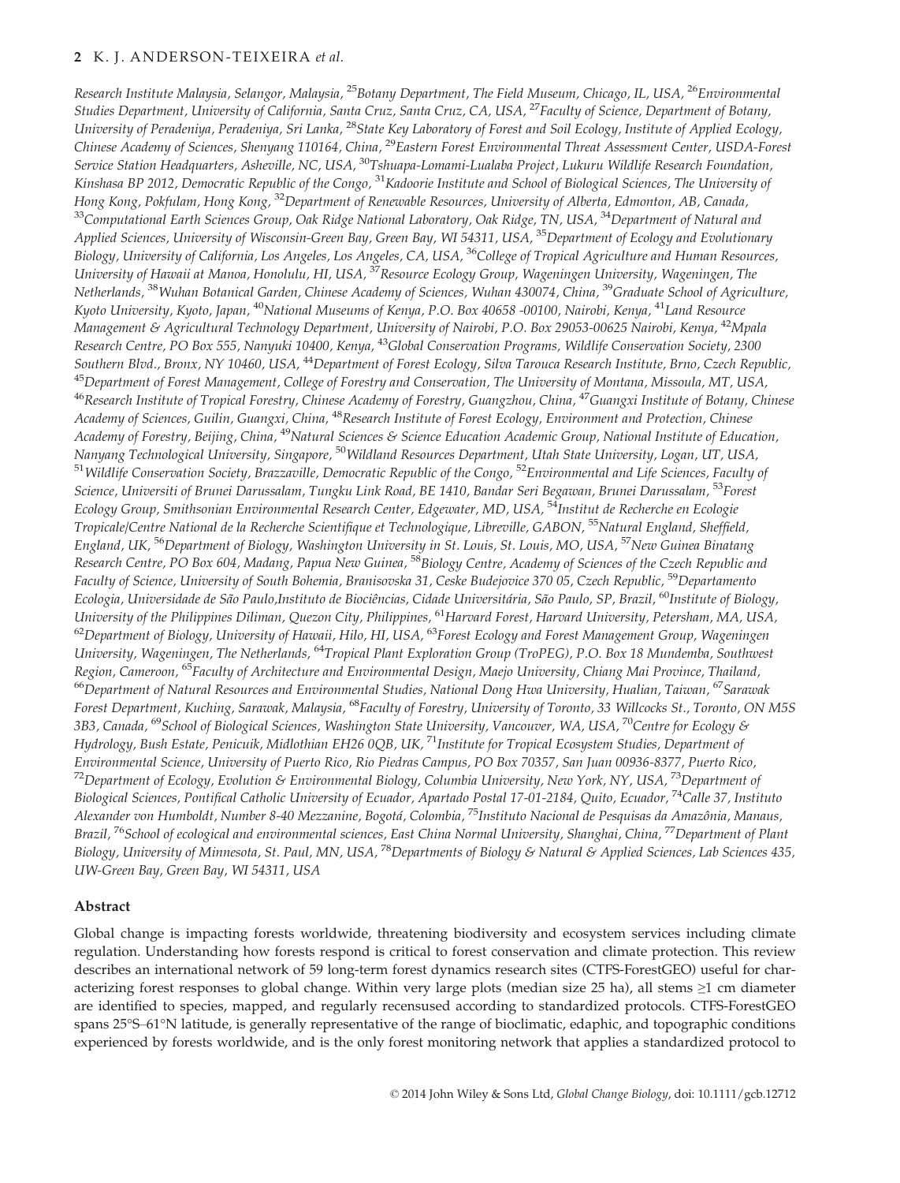*Research Institute Malaysia, Selangor, Malaysia,* [25]*Botany Department, The Field Museum, Chicago, IL, USA,* [26]*Environmental Studies Department, University of California, Santa Cruz, Santa Cruz, CA, USA,* [27]*Faculty of Science, Department of Botany, University of Peradeniya, Peradeniya, Sri Lanka,* [28]*State Key Laboratory of Forest and Soil Ecology, Institute of Applied Ecology, Chinese Academy of Sciences, Shenyang 110164, China,* [29]*Eastern Forest Environmental Threat Assessment Center, USDA-Forest Service Station Headquarters, Asheville, NC, USA,* [30]*Tshuapa-Lomami-Lualaba Project, Lukuru Wildlife Research Foundation, Kinshasa BP 2012, Democratic Republic of the Congo,* [31]*Kadoorie Institute and School of Biological Sciences, The University of Hong Kong, Pokfulam, Hong Kong,* [32]*Department of Renewable Resources, University of Alberta, Edmonton, AB, Canada,* [33]*Computational Earth Sciences Group, Oak Ridge National Laboratory, Oak Ridge, TN, USA,* [34]*Department of Natural and Applied Sciences, University of Wisconsin-Green Bay, Green Bay, WI 54311, USA,* [35]*Department of Ecology and Evolutionary Biology, University of California, Los Angeles, Los Angeles, CA, USA,* [36]*College of Tropical Agriculture and Human Resources, University of Hawaii at Manoa, Honolulu, HI, USA,* [37]*Resource Ecology Group, Wageningen University, Wageningen, The Netherlands,* [38]*Wuhan Botanical Garden, Chinese Academy of Sciences, Wuhan 430074, China,* [39]*Graduate School of Agriculture, Kyoto University, Kyoto, Japan,* [40]*National Museums of Kenya, P.O. Box 40658 -00100, Nairobi, Kenya,* [41]*Land Resource Management & Agricultural Technology Department, University of Nairobi, P.O. Box 29053-00625 Nairobi, Kenya,* [42]*Mpala Research Centre, PO Box 555, Nanyuki 10400, Kenya,* [43]*Global Conservation Programs, Wildlife Conservation Society, 2300 Southern Blvd., Bronx, NY 10460, USA,* [44]*Department of Forest Ecology, Silva Tarouca Research Institute, Brno, Czech Republic,* [45]*Department of Forest Management, College of Forestry and Conservation, The University of Montana, Missoula, MT, USA,* [46]*Research Institute of Tropical Forestry, Chinese Academy of Forestry, Guangzhou, China,* [47]*Guangxi Institute of Botany, Chinese Academy of Sciences, Guilin, Guangxi, China,* [48]*Research Institute of Forest Ecology, Environment and Protection, Chinese Academy of Forestry, Beijing, China,* [49]*Natural Sciences & Science Education Academic Group, National Institute of Education, Nanyang Technological University, Singapore,* [50]*Wildland Resources Department, Utah State University, Logan, UT, USA,* [51]*Wildlife Conservation Society, Brazzaville, Democratic Republic of the Congo,* [52]*Environmental and Life Sciences, Faculty of Science, Universiti of Brunei Darussalam, Tungku Link Road, BE 1410, Bandar Seri Begawan, Brunei Darussalam,* [53]*Forest Ecology Group, Smithsonian Environmental Research Center, Edgewater, MD, USA,* [54]*Institut de Recherche en Ecologie Tropicale/Centre National de la Recherche Scientifique et Technologique, Libreville, GABON,* [55]*Natural England, Sheffield, England, UK,* [56]*Department of Biology, Washington University in St. Louis, St. Louis, MO, USA,* [57]*New Guinea Binatang Research Centre, PO Box 604, Madang, Papua New Guinea,* [58]*Biology Centre, Academy of Sciences of the Czech Republic and Faculty of Science, University of South Bohemia, Branisovska 31, Ceske Budejovice 370 05, Czech Republic,* [59]*Departamento Ecologia, Universidade de São Paulo,Instituto de Biociências, Cidade Universitária, São Paulo, SP, Brazil,* [60]*Institute of Biology, University of the Philippines Diliman, Quezon City, Philippines,* [61]*Harvard Forest, Harvard University, Petersham, MA, USA,* [62]*Department of Biology, University of Hawaii, Hilo, HI, USA,* [63]*Forest Ecology and Forest Management Group, Wageningen University, Wageningen, The Netherlands,* [64]*Tropical Plant Exploration Group (TroPEG), P.O. Box 18 Mundemba, Southwest Region, Cameroon,* [65]*Faculty of Architecture and Environmental Design, Maejo University, Chiang Mai Province, Thailand,* [66]*Department of Natural Resources and Environmental Studies, National Dong Hwa University, Hualian, Taiwan,* [67]*Sarawak Forest Department, Kuching, Sarawak, Malaysia,* [68]*Faculty of Forestry, University of Toronto, 33 Willcocks St., Toronto, ON M5S 3B3, Canada,* [69]*School of Biological Sciences, Washington State University, Vancouver, WA, USA,* [70]*Centre for Ecology & Hydrology, Bush Estate, Penicuik, Midlothian EH26 0QB, UK,* [71]*Institute for Tropical Ecosystem Studies, Department of Environmental Science, University of Puerto Rico, Rio Piedras Campus, PO Box 70357, San Juan 00936-8377, Puerto Rico,* [72]*Department of Ecology, Evolution & Environmental Biology, Columbia University, New York, NY, USA,* [73]*Department of Biological Sciences, Pontifical Catholic University of Ecuador, Apartado Postal 17-01-2184, Quito, Ecuador,* [74]*Calle 37, Instituto Alexander von Humboldt, Number 8-40 Mezzanine, Bogotá, Colombia,* [75]*Instituto Nacional de Pesquisas da Amazônia, Manaus, Brazil,* [76]*School of ecological and environmental sciences, East China Normal University, Shanghai, China,* [77]*Department of Plant Biology, University of Minnesota, St. Paul, MN, USA,* [78]*Departments of Biology & Natural & Applied Sciences, Lab Sciences 435, UW-Green Bay, Green Bay, WI 54311, USA*

## Abstract

Global change is impacting forests worldwide, threatening biodiversity and ecosystem services including climate regulation. Understanding how forests respond is critical to forest conservation and climate protection. This review describes an international network of 59 long-term forest dynamics research sites (CTFS-ForestGEO) useful for characterizing forest responses to global change. Within very large plots (median size 25 ha), all stems ≥1 cm diameter are identified to species, mapped, and regularly recensused according to standardized protocols. CTFS-ForestGEO spans 25°S–61°N latitude, is generally representative of the range of bioclimatic, edaphic, and topographic conditions experienced by forests worldwide, and is the only forest monitoring network that applies a standardized protocol to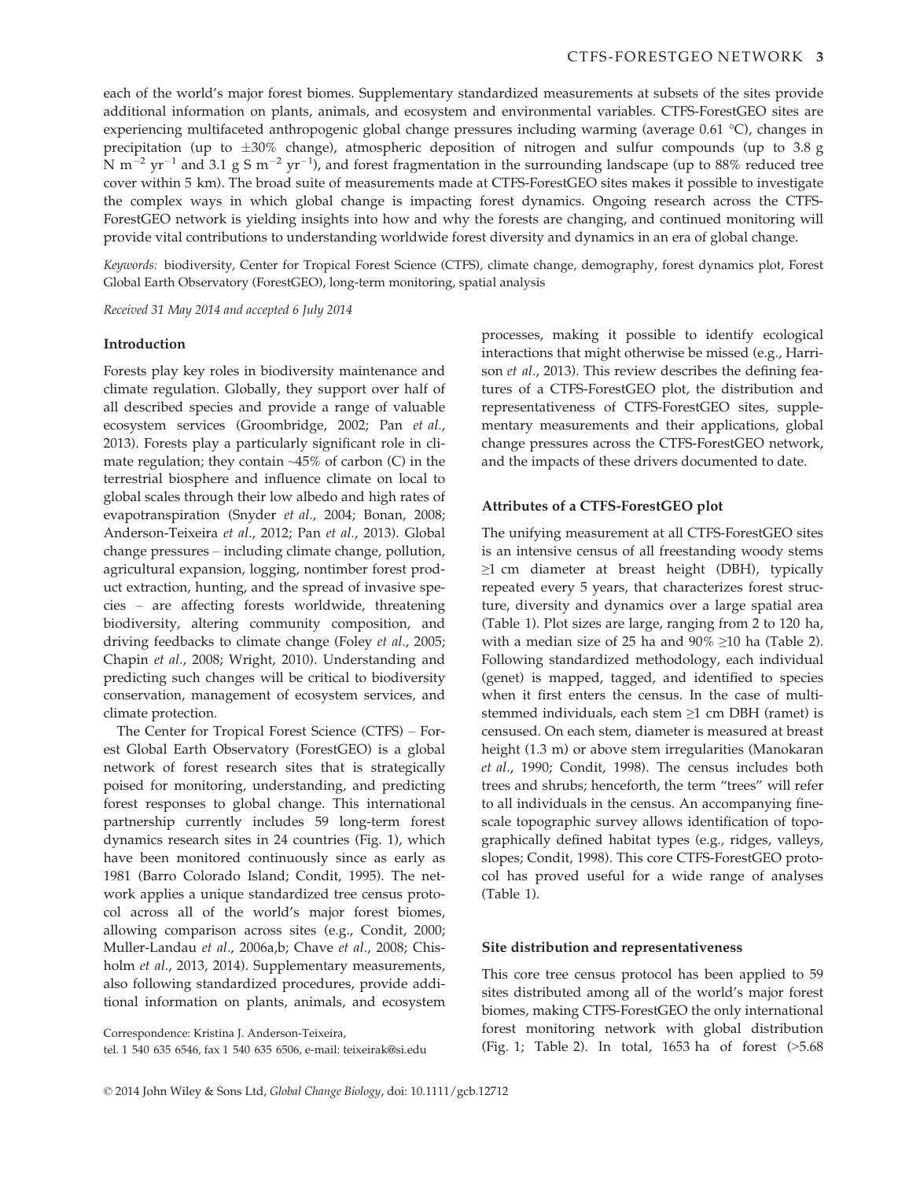each of the world's major forest biomes. Supplementary standardized measurements at subsets of the sites provide additional information on plants, animals, and ecosystem and environmental variables. CTFS-ForestGEO sites are experiencing multifaceted anthropogenic global change pressures including warming (average 0.61 °C), changes in precipitation (up to ±30% change), atmospheric deposition of nitrogen and sulfur compounds (up to 3.8 g N $m^{-2}$ $yr^{-1}$ and 3.1 g S $m^{-2}$ $yr^{-1}$), and forest fragmentation in the surrounding landscape (up to 88% reduced tree cover within 5 km). The broad suite of measurements made at CTFS-ForestGEO sites makes it possible to investigate the complex ways in which global change is impacting forest dynamics. Ongoing research across the CTFS-ForestGEO network is yielding insights into how and why the forests are changing, and continued monitoring will provide vital contributions to understanding worldwide forest diversity and dynamics in an era of global change.

*Keywords:* biodiversity, Center for Tropical Forest Science (CTFS), climate change, demography, forest dynamics plot, Forest Global Earth Observatory (ForestGEO), long-term monitoring, spatial analysis

*Received 31 May 2014 and accepted 6 July 2014*

## Introduction

Forests play key roles in biodiversity maintenance and climate regulation. Globally, they support over half of all described species and provide a range of valuable ecosystem services (Groombridge, 2002; Pan *et al.*, 2013). Forests play a particularly significant role in climate regulation; they contain ~45% of carbon (C) in the terrestrial biosphere and influence climate on local to global scales through their low albedo and high rates of evapotranspiration (Snyder *et al.*, 2004; Bonan, 2008; Anderson-Teixeira *et al.*, 2012; Pan *et al.*, 2013). Global change pressures – including climate change, pollution, agricultural expansion, logging, nontimber forest product extraction, hunting, and the spread of invasive species – are affecting forests worldwide, threatening biodiversity, altering community composition, and driving feedbacks to climate change (Foley *et al.*, 2005; Chapin *et al.*, 2008; Wright, 2010). Understanding and predicting such changes will be critical to biodiversity conservation, management of ecosystem services, and climate protection.

The Center for Tropical Forest Science (CTFS) – Forest Global Earth Observatory (ForestGEO) is a global network of forest research sites that is strategically poised for monitoring, understanding, and predicting forest responses to global change. This international partnership currently includes 59 long-term forest dynamics research sites in 24 countries (Fig. 1), which have been monitored continuously since as early as 1981 (Barro Colorado Island; Condit, 1995). The network applies a unique standardized tree census protocol across all of the world's major forest biomes, allowing comparison across sites (e.g., Condit, 2000; Muller-Landau *et al.*, 2006a,b; Chave *et al.*, 2008; Chisholm *et al.*, 2013, 2014). Supplementary measurements, also following standardized procedures, provide additional information on plants, animals, and ecosystem processes, making it possible to identify ecological interactions that might otherwise be missed (e.g., Harrison *et al.*, 2013). This review describes the defining features of a CTFS-ForestGEO plot, the distribution and representativeness of CTFS-ForestGEO sites, supplementary measurements and their applications, global change pressures across the CTFS-ForestGEO network, and the impacts of these drivers documented to date.

Correspondence: Kristina J. Anderson-Teixeira, tel. 1 540 635 6546, fax 1 540 635 6506, e-mail: teixeirak@si.edu

## Attributes of a CTFS-ForestGEO plot

The unifying measurement at all CTFS-ForestGEO sites is an intensive census of all freestanding woody stems ≥1 cm diameter at breast height (DBH), typically repeated every 5 years, that characterizes forest structure, diversity and dynamics over a large spatial area (Table 1). Plot sizes are large, ranging from 2 to 120 ha, with a median size of 25 ha and 90% ≥10 ha (Table 2). Following standardized methodology, each individual (genet) is mapped, tagged, and identified to species when it first enters the census. In the case of multi-stemmed individuals, each stem ≥1 cm DBH (ramet) is censused. On each stem, diameter is measured at breast height (1.3 m) or above stem irregularities (Manokaran *et al.*, 1990; Condit, 1998). The census includes both trees and shrubs; henceforth, the term "trees" will refer to all individuals in the census. An accompanying fine-scale topographic survey allows identification of topographically defined habitat types (e.g., ridges, valleys, slopes; Condit, 1998). This core CTFS-ForestGEO protocol has proved useful for a wide range of analyses (Table 1).

## Site distribution and representativeness

This core tree census protocol has been applied to 59 sites distributed among all of the world's major forest biomes, making CTFS-ForestGEO the only international forest monitoring network with global distribution (Fig. 1; Table 2). In total, 1653 ha of forest (>5.68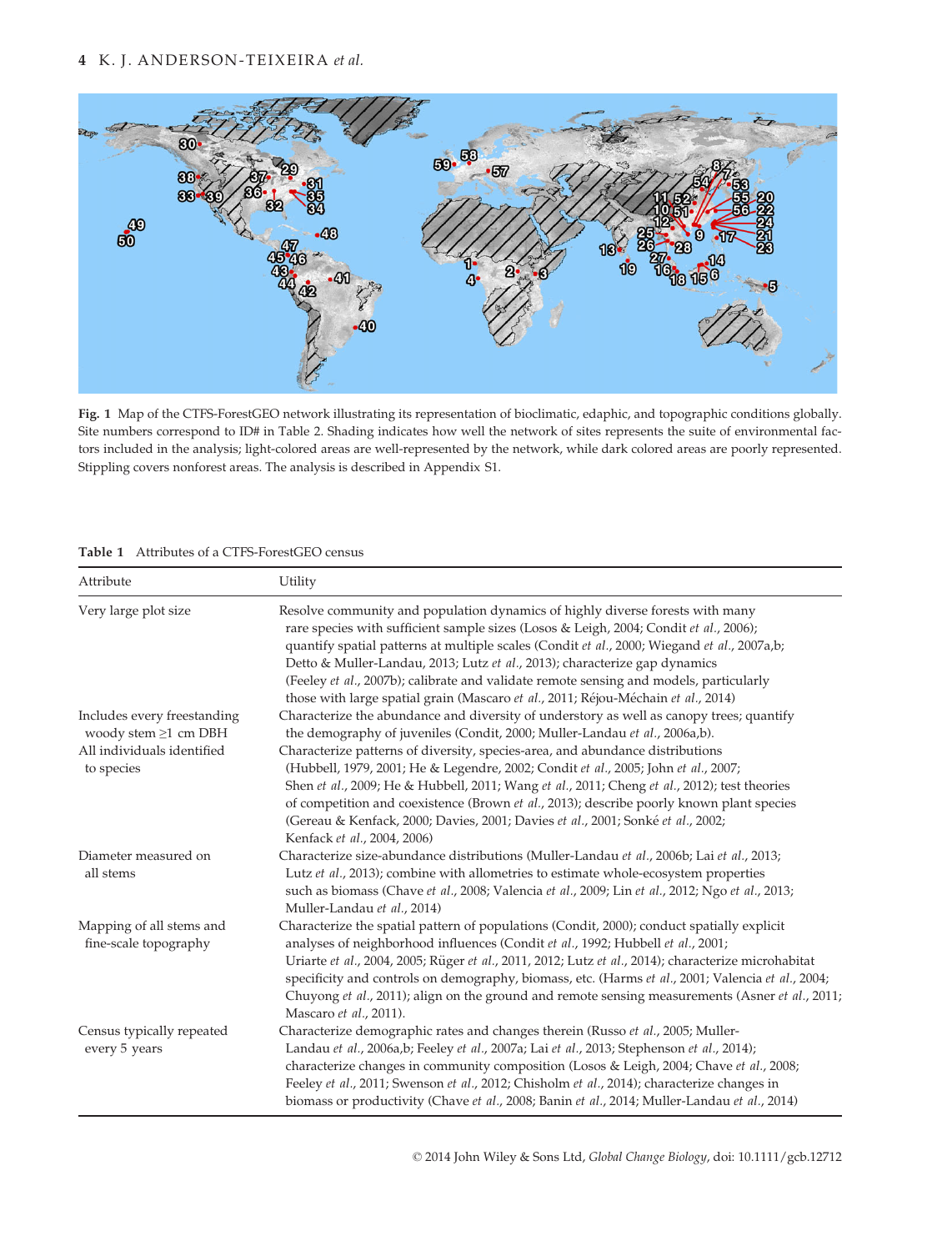**Fig. 1** Map of the CTFS-ForestGEO network illustrating its representation of bioclimatic, edaphic, and topographic conditions globally. Site numbers correspond to ID# in Table 2. Shading indicates how well the network of sites represents the suite of environmental factors included in the analysis; light-colored areas are well-represented by the network, while dark colored areas are poorly represented. Stippling covers nonforest areas. The analysis is described in Appendix S1.

**Table 1** Attributes of a CTFS-ForestGEO census

| Attribute | Utility |
|---|---|
| Very large plot size | Resolve community and population dynamics of highly diverse forests with many rare species with sufficient sample sizes (Losos & Leigh, 2004; Condit *et al.*, 2006); quantify spatial patterns at multiple scales (Condit *et al.*, 2000; Wiegand *et al.*, 2007a,b; Detto & Muller-Landau, 2013; Lutz *et al.*, 2013); characterize gap dynamics (Feeley *et al.*, 2007b); calibrate and validate remote sensing and models, particularly those with large spatial grain (Mascaro *et al.*, 2011; Réjou-Méchain *et al.*, 2014) |
| Includes every freestanding woody stem ≥1 cm DBH | Characterize the abundance and diversity of understory as well as canopy trees; quantify the demography of juveniles (Condit, 2000; Muller-Landau *et al.*, 2006a,b). |
| All individuals identified to species | Characterize patterns of diversity, species-area, and abundance distributions (Hubbell, 1979, 2001; He & Legendre, 2002; Condit *et al.*, 2005; John *et al.*, 2007; Shen *et al.*, 2009; He & Hubbell, 2011; Wang *et al.*, 2011; Cheng *et al.*, 2012); test theories of competition and coexistence (Brown *et al.*, 2013); describe poorly known plant species (Gereau & Kenfack, 2000; Davies, 2001; Davies *et al.*, 2001; Sonké *et al.*, 2002; Kenfack *et al.*, 2004, 2006) |
| Diameter measured on all stems | Characterize size-abundance distributions (Muller-Landau *et al.*, 2006b; Lai *et al.*, 2013; Lutz *et al.*, 2013); combine with allometries to estimate whole-ecosystem properties such as biomass (Chave *et al.*, 2008; Valencia *et al.*, 2009; Lin *et al.*, 2012; Ngo *et al.*, 2013; Muller-Landau *et al.*, 2014) |
| Mapping of all stems and fine-scale topography | Characterize the spatial pattern of populations (Condit, 2000); conduct spatially explicit analyses of neighborhood influences (Condit *et al.*, 1992; Hubbell *et al.*, 2001; Uriarte *et al.*, 2004, 2005; Rüger *et al.*, 2011, 2012; Lutz *et al.*, 2014); characterize microhabitat specificity and controls on demography, biomass, etc. (Harms *et al.*, 2001; Valencia *et al.*, 2004; Chuyong *et al.*, 2011); align on the ground and remote sensing measurements (Asner *et al.*, 2011; Mascaro *et al.*, 2011). |
| Census typically repeated every 5 years | Characterize demographic rates and changes therein (Russo *et al.*, 2005; Muller-Landau *et al.*, 2006a,b; Feeley *et al.*, 2007a; Lai *et al.*, 2013; Stephenson *et al.*, 2014); characterize changes in community composition (Losos & Leigh, 2004; Chave *et al.*, 2008; Feeley *et al.*, 2011; Swenson *et al.*, 2012; Chisholm *et al.*, 2014); characterize changes in biomass or productivity (Chave *et al.*, 2008; Banin *et al.*, 2014; Muller-Landau *et al.*, 2014) |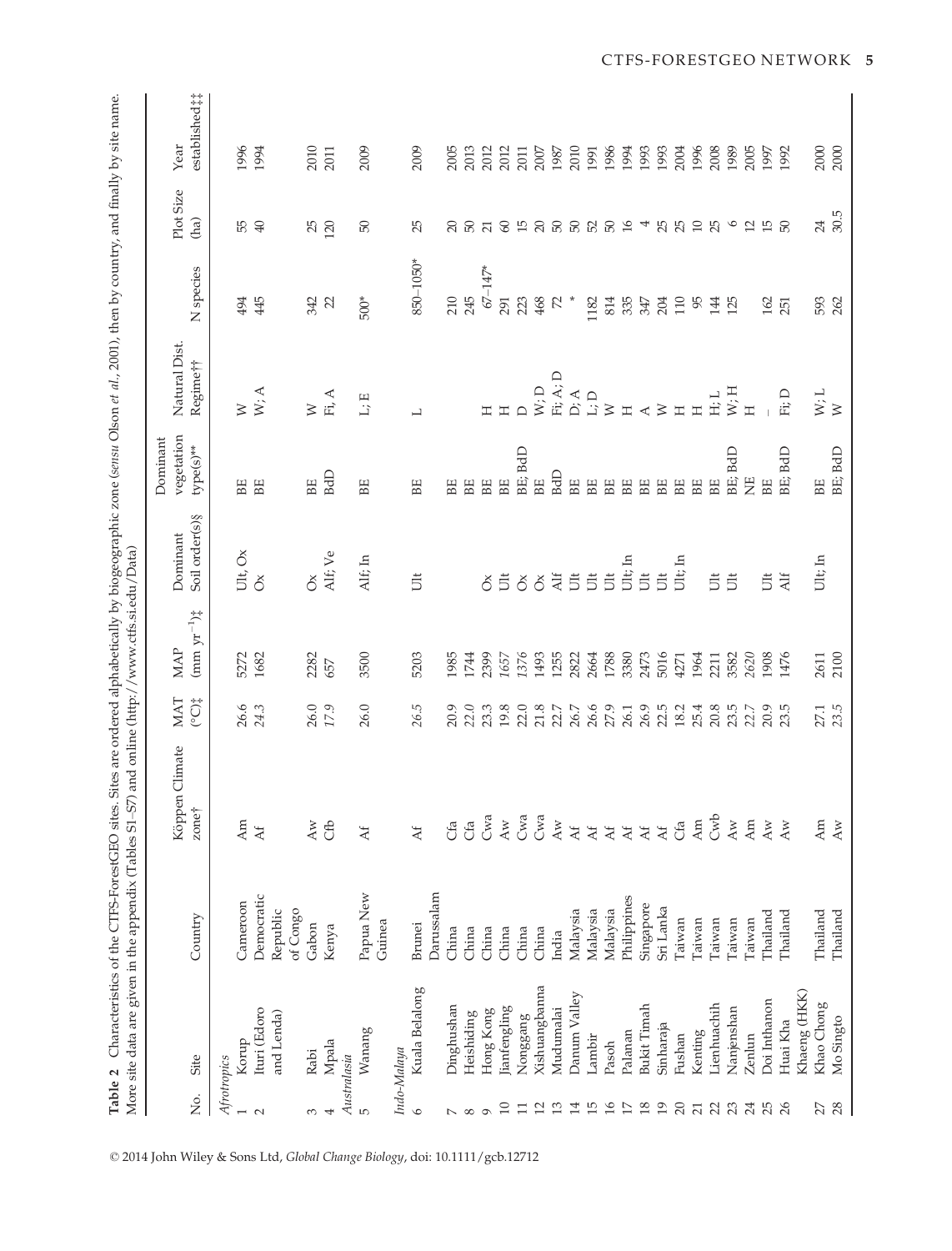**Table 2** Characteristics of the CTFS-ForestGEO sites. Sites are ordered alphabetically by biogeographic zone (*sensu* Olson *et al*., 2001), then by country, and finally by site name. More site data are given in the appendix (Tables S1–S7) and online (http://www.ctfs.si.edu/Data)

| No. | Site | Country | Köppen Climate zone† | MAT (°C)‡ | MAP (mm yr$^{-1}$)‡ | Dominant Soil order(s)§ | Dominant vegetation type(s)** | Natural Dist. Regime†† | N species | Plot Size (ha) | Year established‡‡ |
|---|---|---|---|---|---|---|---|---|---|---|---|
| *Afrotropics* | | | | | | | | | | | |
| 1 | Korup | Cameroon | Am | 26.6 | 5272 | Ult, Ox | BE | W | 494 | 55 | 1996 |
| 2 | Ituri (Edoro and Lenda) | Democratic Republic of Congo | Af | *24.3* | 1682 | Ox | BE | W; A | 445 | 40 | 1994 |
| 3 | Rabi | Gabon | Aw | 26.0 | 2282 | Ox | BE | W | 342 | 25 | 2010 |
| 4 | Mpala | Kenya | Cfb | *17.9* | 657 | Alf; Ve | BdD | Fi; A | 22 | 120 | 2011 |
| *Australasia* | | | | | | | | | | | |
| 5 | Wanang | Papua New Guinea | Af | 26.0 | 3500 | Alf; In | BE | L; E | 500* | 50 | 2009 |
| *Indo-Malaya* | | | | | | | | | | | |
| 6 | Kuala Belalong | Brunei Darussalam | Af | *26.5* | 5203 | Ult | BE | L | 850–1050* | 25 | 2009 |
| 7 | Dinghushan | China | Cfa | 20.9 | 1985 | | BE | | 210 | 20 | 2005 |
| 8 | Heishiding | China | Cfa | 22.0 | 1744 | | BE | | 245 | 50 | 2013 |
| 9 | Hong Kong | China | Cwa | 23.3 | 2399 | Ox | BE | H | 67–147* | 21 | 2012 |
| 10 | Jianfengling | China | Aw | 19.8 | *1657* | Ult | BE | H | 291 | 60 | 2012 |
| 11 | Nonggang | China | Cwa | 22.0 | *1376* | Ox | BE; BdD | D | 223 | 15 | 2011 |
| 12 | Xishuangbanna | China | Cwa | 21.8 | 1493 | Ox | BE | W; D | 468 | 20 | 2007 |
| 13 | Mudumalai | India | Aw | 22.7 | 1255 | Alf | BdD | Fi; A; D | 72 | 50 | 1987 |
| 14 | Danum Valley | Malaysia | Af | 26.7 | 2822 | Ult | BE | D; A | * | 50 | 2010 |
| 15 | Lambir | Malaysia | Af | 26.6 | 2664 | Ult | BE | L; D | 1182 | 52 | 1991 |
| 16 | Pasoh | Malaysia | Af | 27.9 | 1788 | Ult | BE | W | 814 | 50 | 1986 |
| 17 | Palanan | Philippines | Af | 26.1 | 3380 | Ult; In | BE | H | 335 | 16 | 1994 |
| 18 | Bukit Timah | Singapore | Af | 26.9 | 2473 | Ult | BE | A | 347 | 4 | 1993 |
| 19 | Sinharaja | Sri Lanka | Af | 22.5 | 5016 | Ult | BE | W | 204 | 25 | 1993 |
| 20 | Fushan | Taiwan | Cfa | 18.2 | 4271 | Ult; In | BE | H | 110 | 25 | 2004 |
| 21 | Kenting | Taiwan | Am | 25.4 | 1964 | | BE | H | 95 | 10 | 1996 |
| 22 | Lienhuachih | Taiwan | Cwb | 20.8 | 2211 | Ult | BE | H; L | 144 | 25 | 2008 |
| 23 | Nanjenshan | Taiwan | Aw | 23.5 | 3582 | Ult | BE; BdD | W; H | 125 | 6 | 1989 |
| 24 | Zenlun | Taiwan | Am | *22.7* | *2620* | | NE | H | | 12 | 2005 |
| 25 | Doi Inthanon | Thailand | Aw | 20.9 | 1908 | Ult | BE | – | 162 | 15 | 1997 |
| 26 | Huai Kha Khaeng (HKK) | Thailand | Aw | 23.5 | 1476 | Alf | BE; BdD | Fi; D | 251 | 50 | 1992 |
| 27 | Khao Chong | Thailand | Am | 27.1 | 2611 | Ult; In | BE | W; L | 593 | 24 | 2000 |
| 28 | Mo Singto | Thailand | Aw | *23.5* | 2100 | | BE; BdD | W | 262 | 30.5 | 2000 |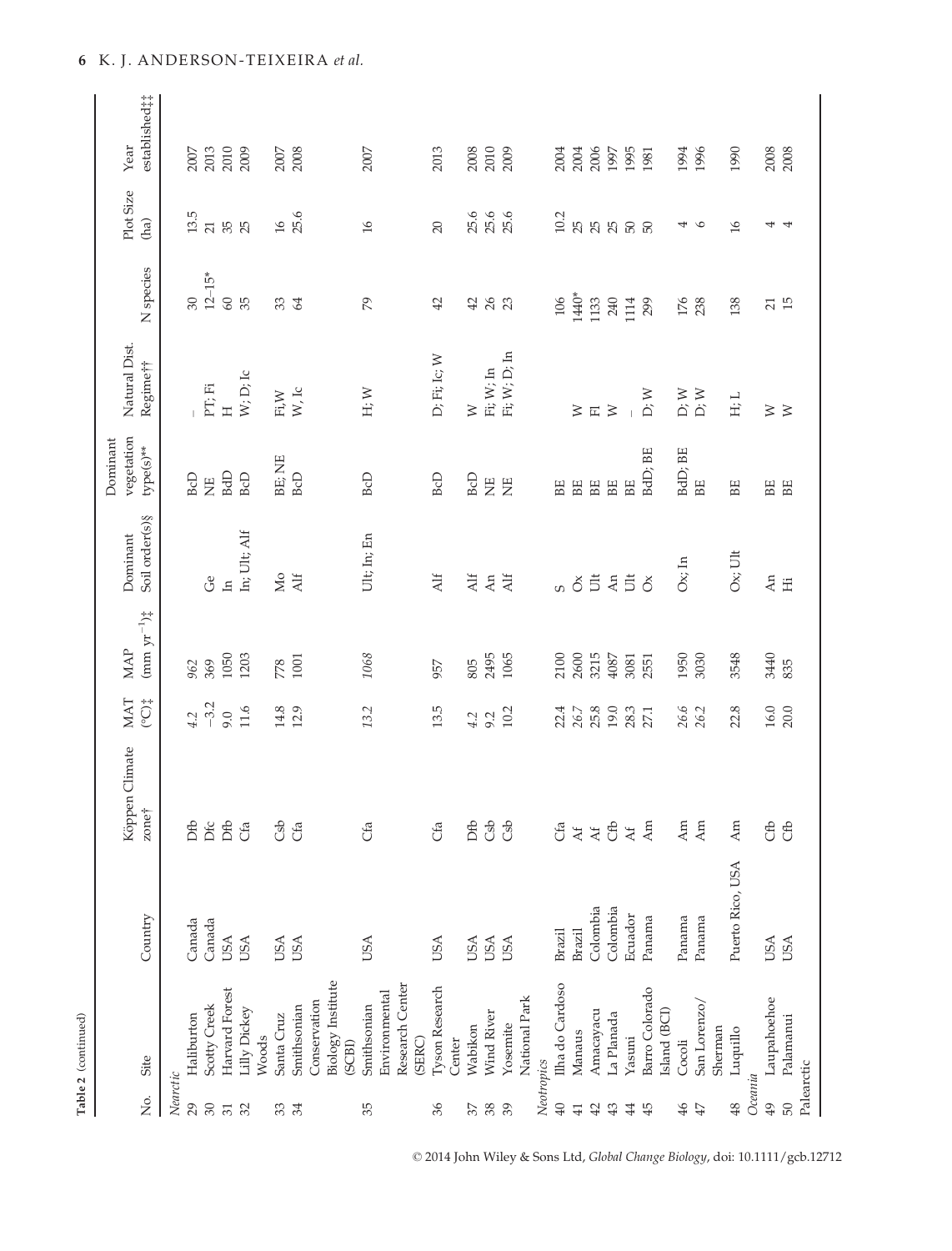**Table 2** (continued)

| No. | Site | Country | Köppen Climate zone† | MAT (°C)‡ | MAP (mm yr$^{-1}$)‡ | Dominant Soil order(s)§ | Dominant vegetation type(s)** | Natural Dist. Regime†† | N species | Plot Size (ha) | Year established‡‡ |
|---|---|---|---|---|---|---|---|---|---|---|---|
| *Nearctic* | | | | | | | | | | | |
| 29 | Haliburton | Canada | Dfb | *4.2* | *962* | | BcD | – | 30 | 13.5 | 2007 |
| 30 | Scotty Creek | Canada | Dfc | −3.2 | 369 | Ge | NE | PT; Fi | 12–15* | 21 | 2013 |
| 31 | Harvard Forest | USA | Dfb | 9.0 | 1050 | In | BdD | H | 60 | 35 | 2010 |
| 32 | Lilly Dickey Woods | USA | Cfa | 11.6 | 1203 | In; Ult; Alf | BcD | W; D; Ic | 35 | 25 | 2009 |
| 33 | Santa Cruz | USA | Csb | 14.8 | 778 | Mo | BE; NE | Fi, W | 33 | 16 | 2007 |
| 34 | Smithsonian Conservation Biology Institute (SCBI) | USA | Cfa | 12.9 | 1001 | Alf | BcD | W, Ic | 64 | 25.6 | 2008 |
| 35 | Smithsonian Environmental Research Center (SERC) | USA | Cfa | *13.2* | *1068* | Ult; In; En | BcD | H; W | 79 | 16 | 2007 |
| 36 | Tyson Research Center | USA | Cfa | 13.5 | 957 | Alf | BcD | D; Fi; Ic; W | 42 | 20 | 2013 |
| 37 | Wabikon | USA | Dfb | *4.2* | 805 | Alf | BcD | W | 42 | 25.6 | 2008 |
| 38 | Wind River | USA | Csb | 9.2 | 2495 | An | NE | Fi; W; In | 26 | 25.6 | 2010 |
| 39 | Yosemite National Park | USA | Csb | 10.2 | 1065 | Alf | NE | Fi; W; D; In | 23 | 25.6 | 2009 |
| *Neotropics* | | | | | | | | | | | |
| 40 | Ilha do Cardoso | Brazil | Cfa | 22.4 | 2100 | S | BE | | 106 | 10.2 | 2004 |
| 41 | Manaus | Brazil | Af | *26.7* | 2600 | Ox | BE | W | 1440* | 25 | 2004 |
| 42 | Amacayacu | Colombia | Af | 25.8 | 3215 | Ult | BE | Fl | 1133 | 25 | 2006 |
| 43 | La Planada | Colombia | Cfb | 19.0 | 4087 | An | BE | W | 240 | 25 | 1997 |
| 44 | Yasuni | Ecuador | Af | 28.3 | 3081 | Ult | BE | – | 1114 | 50 | 1995 |
| 45 | Barro Colorado Island (BCI) | Panama | Am | 27.1 | 2551 | Ox | BdD; BE | D; W | 299 | 50 | 1981 |
| 46 | Cocoli | Panama | Am | *26.6* | 1950 | Ox; In | BdD; BE | D; W | 176 | 4 | 1994 |
| 47 | San Lorenzo/Sherman | Panama | Am | 26.2 | 3030 | | BE | D; W | 238 | 6 | 1996 |
| 48 | Luquillo | Puerto Rico, USA | Am | 22.8 | 3548 | Ox; Ult | BE | H; L | 138 | 16 | 1990 |
| *Oceania* | | | | | | | | | | | |
| 49 | Laupahoehoe | USA | Cfb | 16.0 | 3440 | An | BE | W | 21 | 4 | 2008 |
| 50 | Palamanui | USA | Cfb | 20.0 | 835 | Hi | BE | W | 15 | 4 | 2008 |
| Palearctic | | | | | | | | | | | |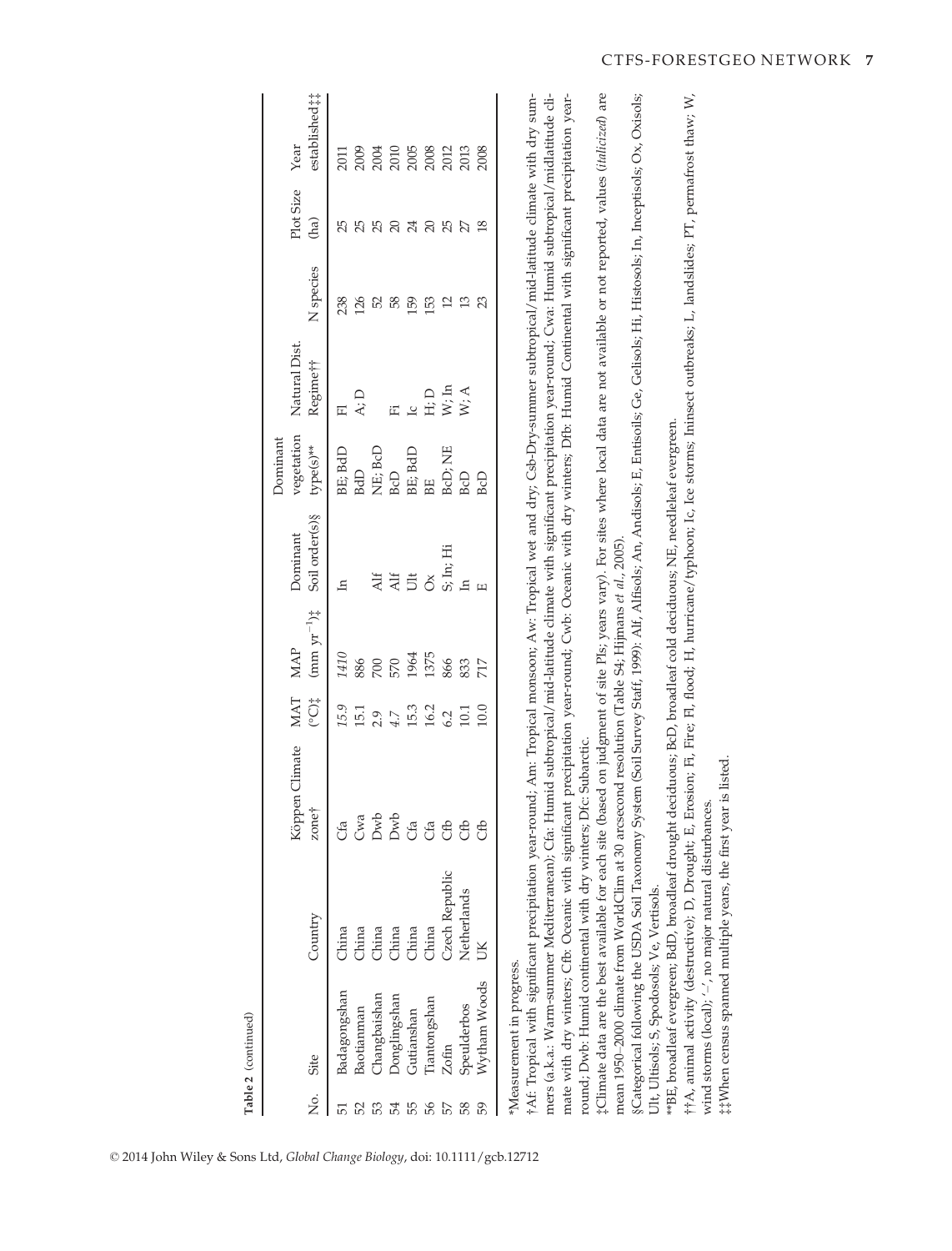**Table 2** (continued)

| No. | Site | Country | Köppen Climate zone† | MAT (°C)‡ | MAP (mm yr$^{-1}$)‡ | Dominant Soil order(s)§ | Dominant vegetation type(s)** | Natural Dist. Regime†† | N species | Plot Size (ha) | Year established‡‡ |
|---|---|---|---|---|---|---|---|---|---|---|---|
| 51 | Badagongshan | China | Cfa | *15.9* | *1410* | In | BE; BdD | Fl | 238 | 25 | 2011 |
| 52 | Baotianman | China | Cwa | 15.1 | 886 | | BdD | A; D | 126 | 25 | 2009 |
| 53 | Changbaishan | China | Dwb | 2.9 | 700 | Alf | NE; BcD | | 52 | 25 | 2004 |
| 54 | Donglingshan | China | Dwb | *4.7* | 570 | Alf | BcD | Fi | 58 | 20 | 2010 |
| 55 | Gutianshan | China | Cfa | 15.3 | 1964 | Ult | BE; BdD | Ic | 159 | 24 | 2005 |
| 56 | Tiantongshan | China | Cfa | 16.2 | 1375 | Ox | BE | H; D | 153 | 20 | 2008 |
| 57 | Zofin | Czech Republic | Cfb | 6.2 | 866 | S; In; Hi | BcD; NE | W; In | 12 | 25 | 2012 |
| 58 | Speulderbos | Netherlands | Cfb | 10.1 | 833 | In | BcD | W; A | 13 | 27 | 2013 |
| 59 | Wytham Woods | UK | Cfb | 10.0 | 717 | E | BcD | | 23 | 18 | 2008 |

*Measurement in progress.

†Af: Tropical with significant precipitation year-round; Am: Tropical monsoon; Aw: Tropical wet and dry; Csb-Dry-summer subtropical/mid-latitude climate with dry summers (a.k.a.: Warm-summer Mediterranean); Cfa: Humid subtropical/mid-latitude climate with significant precipitation year-round; Cwa: Humid subtropical/midlatitude climate with dry winters; Cfb: Oceanic with significant precipitation year-round; Cwb: Oceanic with dry winters; Dfb: Humid Continental with significant precipitation year-round; Dwb: Humid continental with dry winters; Dfc: Subarctic.

‡Climate data are the best available for each site (based on judgment of site PIs; years vary). For sites where local data are not available or not reported, values (*italicized*) are mean 1950–2000 climate from WorldClim at 30 arcsecond resolution (Table S4; Hijmans *et al.*, 2005).

§Categorical following the USDA Soil Taxonomy System (Soil Survey Staff, 1999): Alf, Alfisols; An, Andisols; E, Entisoils; Ge, Gelisols; Hi, Histosols; In, Inceptisols; Ox, Oxisols; Ult, Ultisols; S, Spodosols; Ve, Vertisols.

**BE, broadleaf evergreen; BdD, broadleaf drought deciduous; BcD, broadleaf cold deciduous; NE, needleleaf evergreen.

††A, animal activity (destructive); D, Drought; E, Erosion; Fi, Fire; Fl, flood; H, hurricane/typhoon; Ic, Ice storms; In insect outbreaks; L, landslides; PT, permafrost thaw; W, wind storms (local); '–', no major natural disturbances.

‡‡When census spanned multiple years, the first year is listed.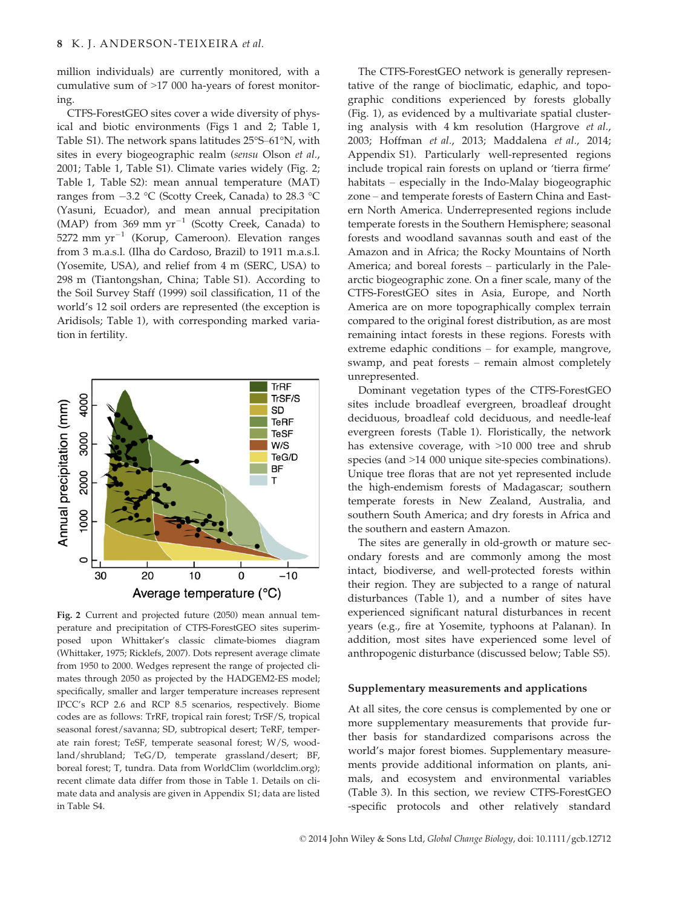million individuals) are currently monitored, with a cumulative sum of >17 000 ha-years of forest monitoring.

CTFS-ForestGEO sites cover a wide diversity of physical and biotic environments (Figs 1 and 2; Table 1, Table S1). The network spans latitudes 25°S–61°N, with sites in every biogeographic realm (*sensu* Olson *et al.*, 2001; Table 1, Table S1). Climate varies widely (Fig. 2; Table 1, Table S2): mean annual temperature (MAT) ranges from −3.2 °C (Scotty Creek, Canada) to 28.3 °C (Yasuni, Ecuador), and mean annual precipitation (MAP) from 369 mm yr$^{-1}$ (Scotty Creek, Canada) to 5272 mm yr$^{-1}$ (Korup, Cameroon). Elevation ranges from 3 m.a.s.l. (Ilha do Cardoso, Brazil) to 1911 m.a.s.l. (Yosemite, USA), and relief from 4 m (SERC, USA) to 298 m (Tiantongshan, China; Table S1). According to the Soil Survey Staff (1999) soil classification, 11 of the world's 12 soil orders are represented (the exception is Aridisols; Table 1), with corresponding marked variation in fertility.

**Fig. 2** Current and projected future (2050) mean annual temperature and precipitation of CTFS-ForestGEO sites superimposed upon Whittaker's classic climate-biomes diagram (Whittaker, 1975; Ricklefs, 2007). Dots represent average climate from 1950 to 2000. Wedges represent the range of projected climates through 2050 as projected by the HADGEM2-ES model; specifically, smaller and larger temperature increases represent IPCC's RCP 2.6 and RCP 8.5 scenarios, respectively. Biome codes are as follows: TrRF, tropical rain forest; TrSF/S, tropical seasonal forest/savanna; SD, subtropical desert; TeRF, temperate rain forest; TeSF, temperate seasonal forest; W/S, woodland/shrubland; TeG/D, temperate grassland/desert; BF, boreal forest; T, tundra. Data from WorldClim (worldclim.org); recent climate data differ from those in Table 1. Details on climate data and analysis are given in Appendix S1; data are listed in Table S4.

The CTFS-ForestGEO network is generally representative of the range of bioclimatic, edaphic, and topographic conditions experienced by forests globally (Fig. 1), as evidenced by a multivariate spatial clustering analysis with 4 km resolution (Hargrove *et al.*, 2003; Hoffman *et al.*, 2013; Maddalena *et al.*, 2014; Appendix S1). Particularly well-represented regions include tropical rain forests on upland or 'tierra firme' habitats – especially in the Indo-Malay biogeographic zone – and temperate forests of Eastern China and Eastern North America. Underrepresented regions include temperate forests in the Southern Hemisphere; seasonal forests and woodland savannas south and east of the Amazon and in Africa; the Rocky Mountains of North America; and boreal forests – particularly in the Palearctic biogeographic zone. On a finer scale, many of the CTFS-ForestGEO sites in Asia, Europe, and North America are on more topographically complex terrain compared to the original forest distribution, as are most remaining intact forests in these regions. Forests with extreme edaphic conditions – for example, mangrove, swamp, and peat forests – remain almost completely unrepresented.

Dominant vegetation types of the CTFS-ForestGEO sites include broadleaf evergreen, broadleaf drought deciduous, broadleaf cold deciduous, and needle-leaf evergreen forests (Table 1). Floristically, the network has extensive coverage, with >10 000 tree and shrub species (and >14 000 unique site-species combinations). Unique tree floras that are not yet represented include the high-endemism forests of Madagascar; southern temperate forests in New Zealand, Australia, and southern South America; and dry forests in Africa and the southern and eastern Amazon.

The sites are generally in old-growth or mature secondary forests and are commonly among the most intact, biodiverse, and well-protected forests within their region. They are subjected to a range of natural disturbances (Table 1), and a number of sites have experienced significant natural disturbances in recent years (e.g., fire at Yosemite, typhoons at Palanan). In addition, most sites have experienced some level of anthropogenic disturbance (discussed below; Table S5).

### Supplementary measurements and applications

At all sites, the core census is complemented by one or more supplementary measurements that provide further basis for standardized comparisons across the world's major forest biomes. Supplementary measurements provide additional information on plants, animals, and ecosystem and environmental variables (Table 3). In this section, we review CTFS-ForestGEO -specific protocols and other relatively standard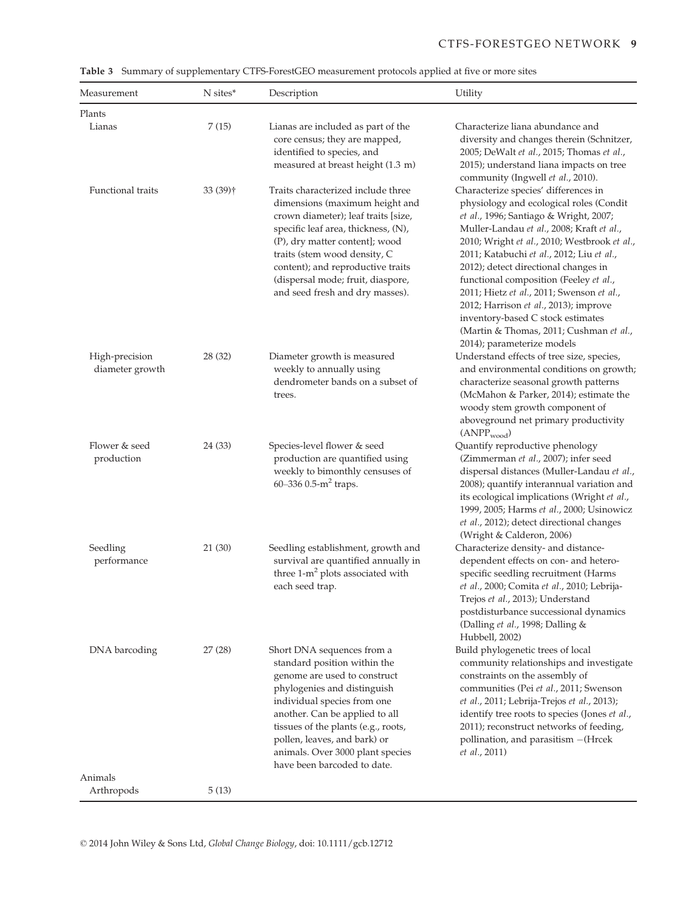**Table 3** Summary of supplementary CTFS-ForestGEO measurement protocols applied at five or more sites

| Measurement | N sites* | Description | Utility |
|---|---|---|---|
| Plants | | | |
| Lianas | 7 (15) | Lianas are included as part of the core census; they are mapped, identified to species, and measured at breast height (1.3 m) | Characterize liana abundance and diversity and changes therein (Schnitzer, 2005; DeWalt *et al.*, 2015; Thomas *et al.*, 2015); understand liana impacts on tree community (Ingwell *et al.*, 2010). |
| Functional traits | 33 (39)† | Traits characterized include three dimensions (maximum height and crown diameter); leaf traits [size, specific leaf area, thickness, (N), (P), dry matter content]; wood traits (stem wood density, C content); and reproductive traits (dispersal mode; fruit, diaspore, and seed fresh and dry masses). | Characterize species' differences in physiology and ecological roles (Condit *et al.*, 1996; Santiago & Wright, 2007; Muller-Landau *et al.*, 2008; Kraft *et al.*, 2010; Wright *et al.*, 2010; Westbrook *et al.*, 2011; Katabuchi *et al.*, 2012; Liu *et al.*, 2012); detect directional changes in functional composition (Feeley *et al.*, 2011; Hietz *et al.*, 2011; Swenson *et al.*, 2012; Harrison *et al.*, 2013); improve inventory-based C stock estimates (Martin & Thomas, 2011; Cushman *et al.*, 2014); parameterize models |
| High-precision diameter growth | 28 (32) | Diameter growth is measured weekly to annually using dendrometer bands on a subset of trees. | Understand effects of tree size, species, and environmental conditions on growth; characterize seasonal growth patterns (McMahon & Parker, 2014); estimate the woody stem growth component of aboveground net primary productivity ($ANPP_{wood}$) |
| Flower & seed production | 24 (33) | Species-level flower & seed production are quantified using weekly to bimonthly censuses of 60–336 0.5-$m^2$ traps. | Quantify reproductive phenology (Zimmerman *et al.*, 2007); infer seed dispersal distances (Muller-Landau *et al.*, 2008); quantify interannual variation and its ecological implications (Wright *et al.*, 1999, 2005; Harms *et al.*, 2000; Usinowicz *et al.*, 2012); detect directional changes (Wright & Calderon, 2006) |
| Seedling performance | 21 (30) | Seedling establishment, growth and survival are quantified annually in three 1-$m^2$ plots associated with each seed trap. | Characterize density- and distance-dependent effects on con- and hetero-specific seedling recruitment (Harms *et al.*, 2000; Comita *et al.*, 2010; Lebrija-Trejos *et al.*, 2013); Understand postdisturbance successional dynamics (Dalling *et al.*, 1998; Dalling & Hubbell, 2002) |
| DNA barcoding | 27 (28) | Short DNA sequences from a standard position within the genome are used to construct phylogenies and distinguish individual species from one another. Can be applied to all tissues of the plants (e.g., roots, pollen, leaves, and bark) or animals. Over 3000 plant species have been barcoded to date. | Build phylogenetic trees of local community relationships and investigate constraints on the assembly of communities (Pei *et al.*, 2011; Swenson *et al.*, 2011; Lebrija-Trejos *et al.*, 2013); identify tree roots to species (Jones *et al.*, 2011); reconstruct networks of feeding, pollination, and parasitism –(Hrcek *et al.*, 2011) |
| Animals | | | |
| Arthropods | 5 (13) | | |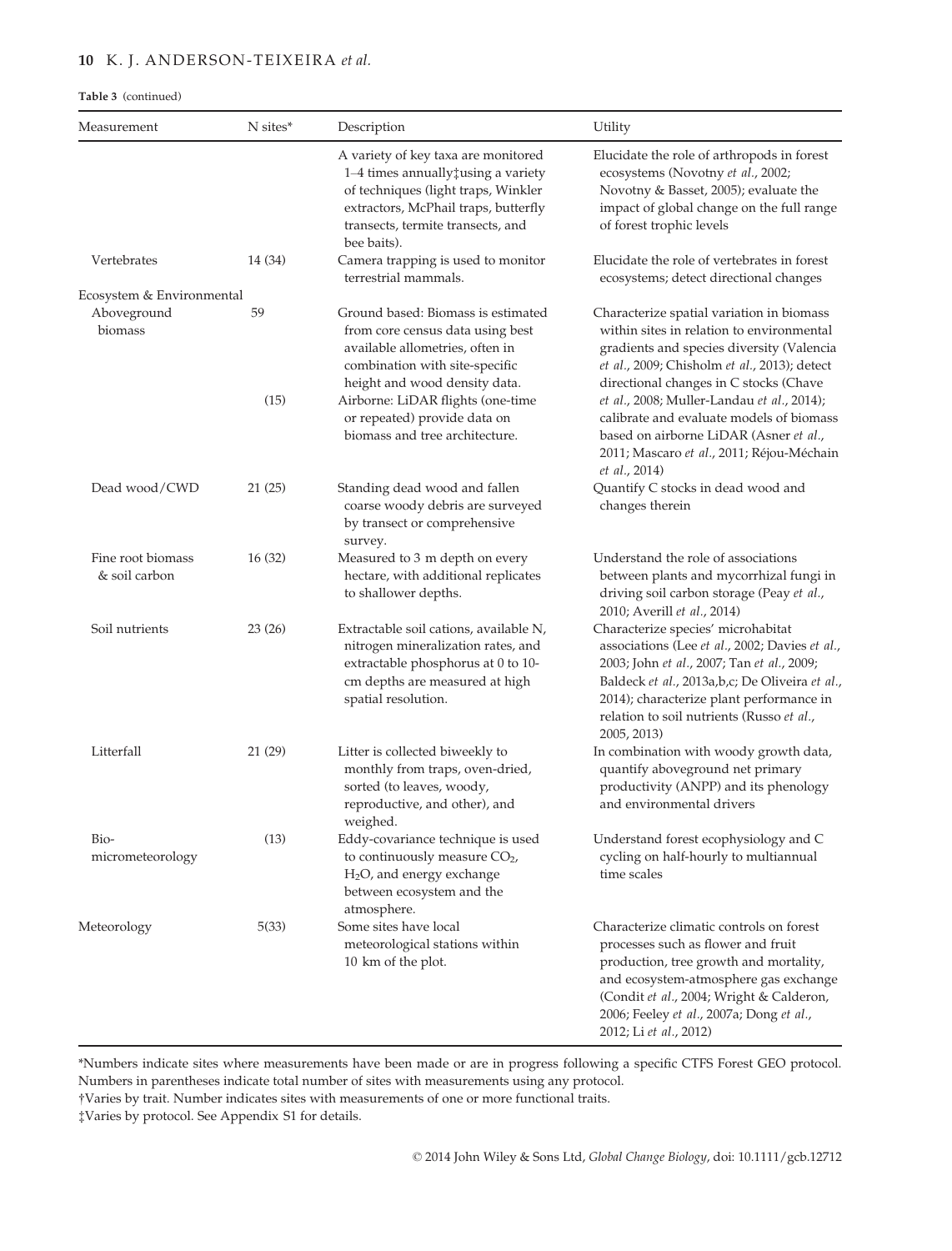**Table 3** (continued)

| Measurement | N sites* | Description | Utility |
|---|---|---|---|
| | | A variety of key taxa are monitored 1–4 times annually‡using a variety of techniques (light traps, Winkler extractors, McPhail traps, butterfly transects, termite transects, and bee baits). | Elucidate the role of arthropods in forest ecosystems (Novotny *et al.*, 2002; Novotny & Basset, 2005); evaluate the impact of global change on the full range of forest trophic levels |
| Vertebrates | 14 (34) | Camera trapping is used to monitor terrestrial mammals. | Elucidate the role of vertebrates in forest ecosystems; detect directional changes |
| Ecosystem & Environmental | | | |
| Aboveground biomass | 59 | Ground based: Biomass is estimated from core census data using best available allometries, often in combination with site-specific height and wood density data. | Characterize spatial variation in biomass within sites in relation to environmental gradients and species diversity (Valencia *et al.*, 2009; Chisholm *et al.*, 2013); detect directional changes in C stocks (Chave *et al.*, 2008; Muller-Landau *et al.*, 2014); calibrate and evaluate models of biomass based on airborne LiDAR (Asner *et al.*, 2011; Mascaro *et al.*, 2011; Réjou-Méchain *et al.*, 2014) |
| | (15) | Airborne: LiDAR flights (one-time or repeated) provide data on biomass and tree architecture. | |
| Dead wood/CWD | 21 (25) | Standing dead wood and fallen coarse woody debris are surveyed by transect or comprehensive survey. | Quantify C stocks in dead wood and changes therein |
| Fine root biomass & soil carbon | 16 (32) | Measured to 3 m depth on every hectare, with additional replicates to shallower depths. | Understand the role of associations between plants and mycorrhizal fungi in driving soil carbon storage (Peay *et al.*, 2010; Averill *et al.*, 2014) |
| Soil nutrients | 23 (26) | Extractable soil cations, available N, nitrogen mineralization rates, and extractable phosphorus at 0 to 10-cm depths are measured at high spatial resolution. | Characterize species' microhabitat associations (Lee *et al.*, 2002; Davies *et al.*, 2003; John *et al.*, 2007; Tan *et al.*, 2009; Baldeck *et al.*, 2013a,b,c; De Oliveira *et al.*, 2014); characterize plant performance in relation to soil nutrients (Russo *et al.*, 2005, 2013) |
| Litterfall | 21 (29) | Litter is collected biweekly to monthly from traps, oven-dried, sorted (to leaves, woody, reproductive, and other), and weighed. | In combination with woody growth data, quantify aboveground net primary productivity (ANPP) and its phenology and environmental drivers |
| Bio-micrometeorology | (13) | Eddy-covariance technique is used to continuously measure $CO_2$, $H_2O$, and energy exchange between ecosystem and the atmosphere. | Understand forest ecophysiology and C cycling on half-hourly to multiannual time scales |
| Meteorology | 5(33) | Some sites have local meteorological stations within 10 km of the plot. | Characterize climatic controls on forest processes such as flower and fruit production, tree growth and mortality, and ecosystem-atmosphere gas exchange (Condit *et al.*, 2004; Wright & Calderon, 2006; Feeley *et al.*, 2007a; Dong *et al.*, 2012; Li *et al.*, 2012) |

*Numbers indicate sites where measurements have been made or are in progress following a specific CTFS Forest GEO protocol. Numbers in parentheses indicate total number of sites with measurements using any protocol.

†Varies by trait. Number indicates sites with measurements of one or more functional traits.

‡Varies by protocol. See Appendix S1 for details.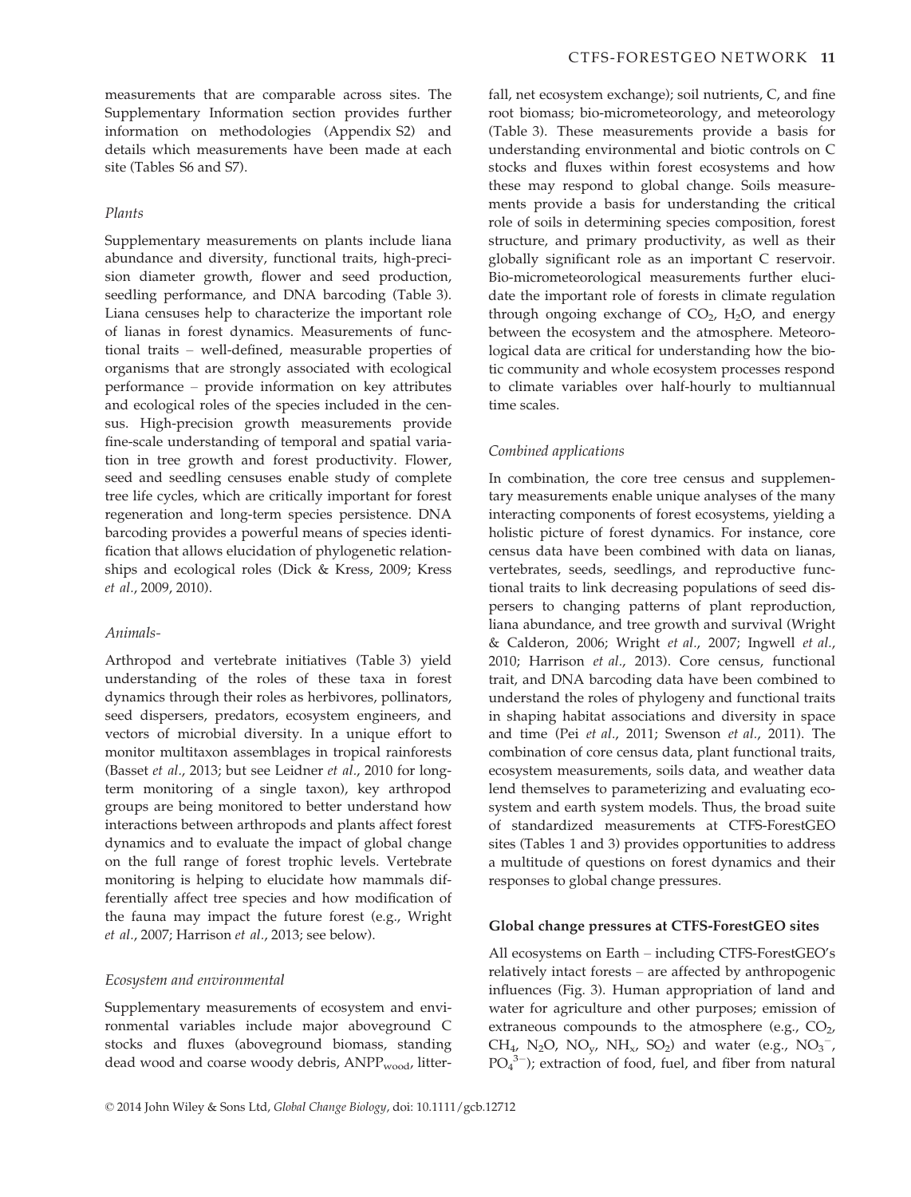measurements that are comparable across sites. The Supplementary Information section provides further information on methodologies (Appendix S2) and details which measurements have been made at each site (Tables S6 and S7).

### *Plants*

Supplementary measurements on plants include liana abundance and diversity, functional traits, high-precision diameter growth, flower and seed production, seedling performance, and DNA barcoding (Table 3). Liana censuses help to characterize the important role of lianas in forest dynamics. Measurements of functional traits – well-defined, measurable properties of organisms that are strongly associated with ecological performance – provide information on key attributes and ecological roles of the species included in the census. High-precision growth measurements provide fine-scale understanding of temporal and spatial variation in tree growth and forest productivity. Flower, seed and seedling censuses enable study of complete tree life cycles, which are critically important for forest regeneration and long-term species persistence. DNA barcoding provides a powerful means of species identification that allows elucidation of phylogenetic relationships and ecological roles (Dick & Kress, 2009; Kress *et al.*, 2009, 2010).

### *Animals-*

Arthropod and vertebrate initiatives (Table 3) yield understanding of the roles of these taxa in forest dynamics through their roles as herbivores, pollinators, seed dispersers, predators, ecosystem engineers, and vectors of microbial diversity. In a unique effort to monitor multitaxon assemblages in tropical rainforests (Basset *et al.*, 2013; but see Leidner *et al.*, 2010 for long-term monitoring of a single taxon), key arthropod groups are being monitored to better understand how interactions between arthropods and plants affect forest dynamics and to evaluate the impact of global change on the full range of forest trophic levels. Vertebrate monitoring is helping to elucidate how mammals differentially affect tree species and how modification of the fauna may impact the future forest (e.g., Wright *et al.*, 2007; Harrison *et al.*, 2013; see below).

### *Ecosystem and environmental*

Supplementary measurements of ecosystem and environmental variables include major aboveground C stocks and fluxes (aboveground biomass, standing dead wood and coarse woody debris, $ANPP_{wood}$, litterfall, net ecosystem exchange); soil nutrients, C, and fine root biomass; bio-micrometeorology, and meteorology (Table 3). These measurements provide a basis for understanding environmental and biotic controls on C stocks and fluxes within forest ecosystems and how these may respond to global change. Soils measurements provide a basis for understanding the critical role of soils in determining species composition, forest structure, and primary productivity, as well as their globally significant role as an important C reservoir. Bio-micrometeorological measurements further elucidate the important role of forests in climate regulation through ongoing exchange of $CO_2$, $H_2O$, and energy between the ecosystem and the atmosphere. Meteorological data are critical for understanding how the biotic community and whole ecosystem processes respond to climate variables over half-hourly to multiannual time scales.

### *Combined applications*

In combination, the core tree census and supplementary measurements enable unique analyses of the many interacting components of forest ecosystems, yielding a holistic picture of forest dynamics. For instance, core census data have been combined with data on lianas, vertebrates, seeds, seedlings, and reproductive functional traits to link decreasing populations of seed dispersers to changing patterns of plant reproduction, liana abundance, and tree growth and survival (Wright & Calderon, 2006; Wright *et al.*, 2007; Ingwell *et al.*, 2010; Harrison *et al.*, 2013). Core census, functional trait, and DNA barcoding data have been combined to understand the roles of phylogeny and functional traits in shaping habitat associations and diversity in space and time (Pei *et al.*, 2011; Swenson *et al.*, 2011). The combination of core census data, plant functional traits, ecosystem measurements, soils data, and weather data lend themselves to parameterizing and evaluating ecosystem and earth system models. Thus, the broad suite of standardized measurements at CTFS-ForestGEO sites (Tables 1 and 3) provides opportunities to address a multitude of questions on forest dynamics and their responses to global change pressures.

## **Global change pressures at CTFS-ForestGEO sites**

All ecosystems on Earth – including CTFS-ForestGEO's relatively intact forests – are affected by anthropogenic influences (Fig. 3). Human appropriation of land and water for agriculture and other purposes; emission of extraneous compounds to the atmosphere (e.g., $CO_2$, $CH_4$, $N_2O$, $NO_y$, $NH_x$, $SO_2$) and water (e.g., $NO_3^-$, $PO_4^{3-}$); extraction of food, fuel, and fiber from natural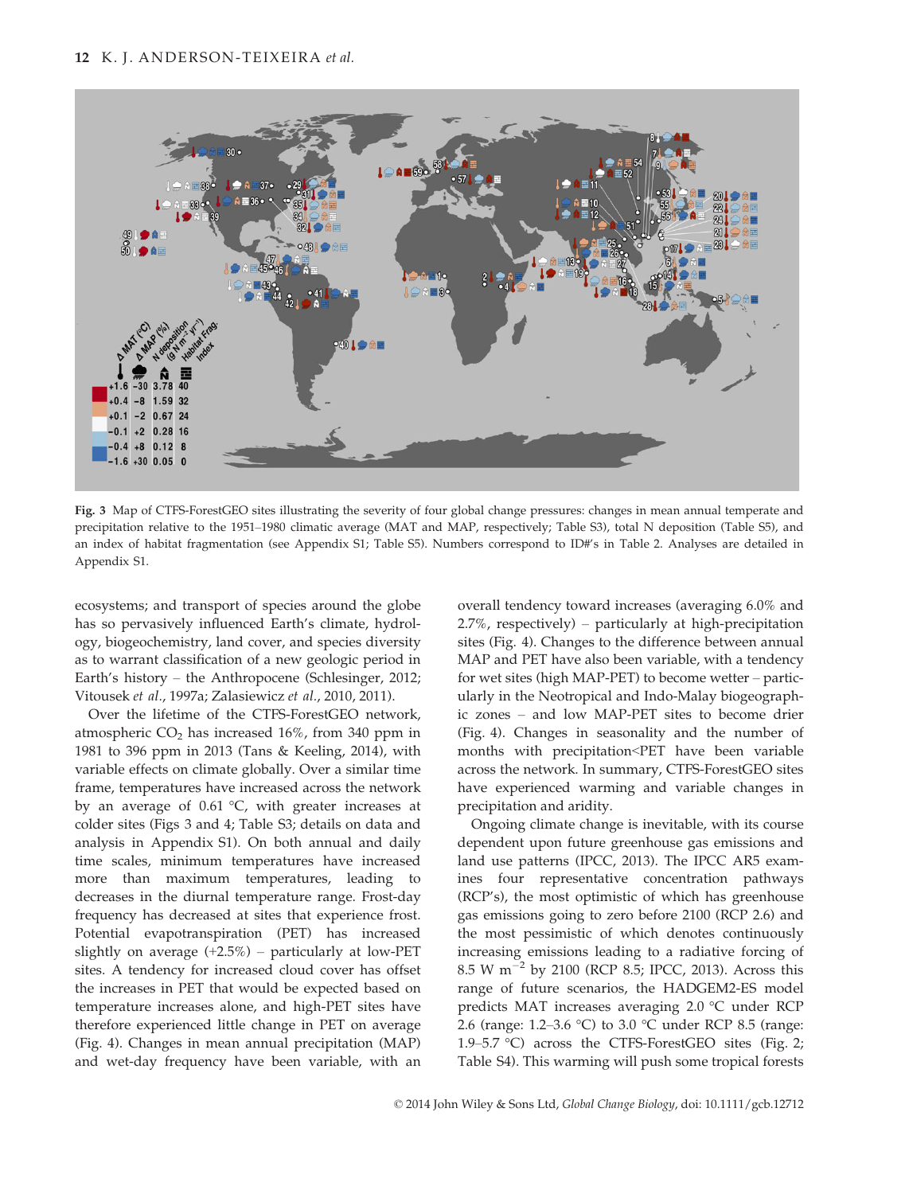**Fig. 3** Map of CTFS-ForestGEO sites illustrating the severity of four global change pressures: changes in mean annual temperate and precipitation relative to the 1951–1980 climatic average (MAT and MAP, respectively; Table S3), total N deposition (Table S5), and an index of habitat fragmentation (see Appendix S1; Table S5). Numbers correspond to ID#'s in Table 2. Analyses are detailed in Appendix S1.

ecosystems; and transport of species around the globe has so pervasively influenced Earth's climate, hydrology, biogeochemistry, land cover, and species diversity as to warrant classification of a new geologic period in Earth's history – the Anthropocene (Schlesinger, 2012; Vitousek *et al*., 1997a; Zalasiewicz *et al*., 2010, 2011).

Over the lifetime of the CTFS-ForestGEO network, atmospheric $CO_2$ has increased 16%, from 340 ppm in 1981 to 396 ppm in 2013 (Tans & Keeling, 2014), with variable effects on climate globally. Over a similar time frame, temperatures have increased across the network by an average of 0.61 °C, with greater increases at colder sites (Figs 3 and 4; Table S3; details on data and analysis in Appendix S1). On both annual and daily time scales, minimum temperatures have increased more than maximum temperatures, leading to decreases in the diurnal temperature range. Frost-day frequency has decreased at sites that experience frost. Potential evapotranspiration (PET) has increased slightly on average (+2.5%) – particularly at low-PET sites. A tendency for increased cloud cover has offset the increases in PET that would be expected based on temperature increases alone, and high-PET sites have therefore experienced little change in PET on average (Fig. 4). Changes in mean annual precipitation (MAP) and wet-day frequency have been variable, with an overall tendency toward increases (averaging 6.0% and 2.7%, respectively) – particularly at high-precipitation sites (Fig. 4). Changes to the difference between annual MAP and PET have also been variable, with a tendency for wet sites (high MAP-PET) to become wetter – particularly in the Neotropical and Indo-Malay biogeographic zones – and low MAP-PET sites to become drier (Fig. 4). Changes in seasonality and the number of months with precipitation<PET have been variable across the network. In summary, CTFS-ForestGEO sites have experienced warming and variable changes in precipitation and aridity.

Ongoing climate change is inevitable, with its course dependent upon future greenhouse gas emissions and land use patterns (IPCC, 2013). The IPCC AR5 examines four representative concentration pathways (RCP's), the most optimistic of which has greenhouse gas emissions going to zero before 2100 (RCP 2.6) and the most pessimistic of which denotes continuously increasing emissions leading to a radiative forcing of 8.5 W $m^{-2}$ by 2100 (RCP 8.5; IPCC, 2013). Across this range of future scenarios, the HADGEM2-ES model predicts MAT increases averaging 2.0 °C under RCP 2.6 (range: 1.2–3.6 °C) to 3.0 °C under RCP 8.5 (range: 1.9–5.7 °C) across the CTFS-ForestGEO sites (Fig. 2; Table S4). This warming will push some tropical forests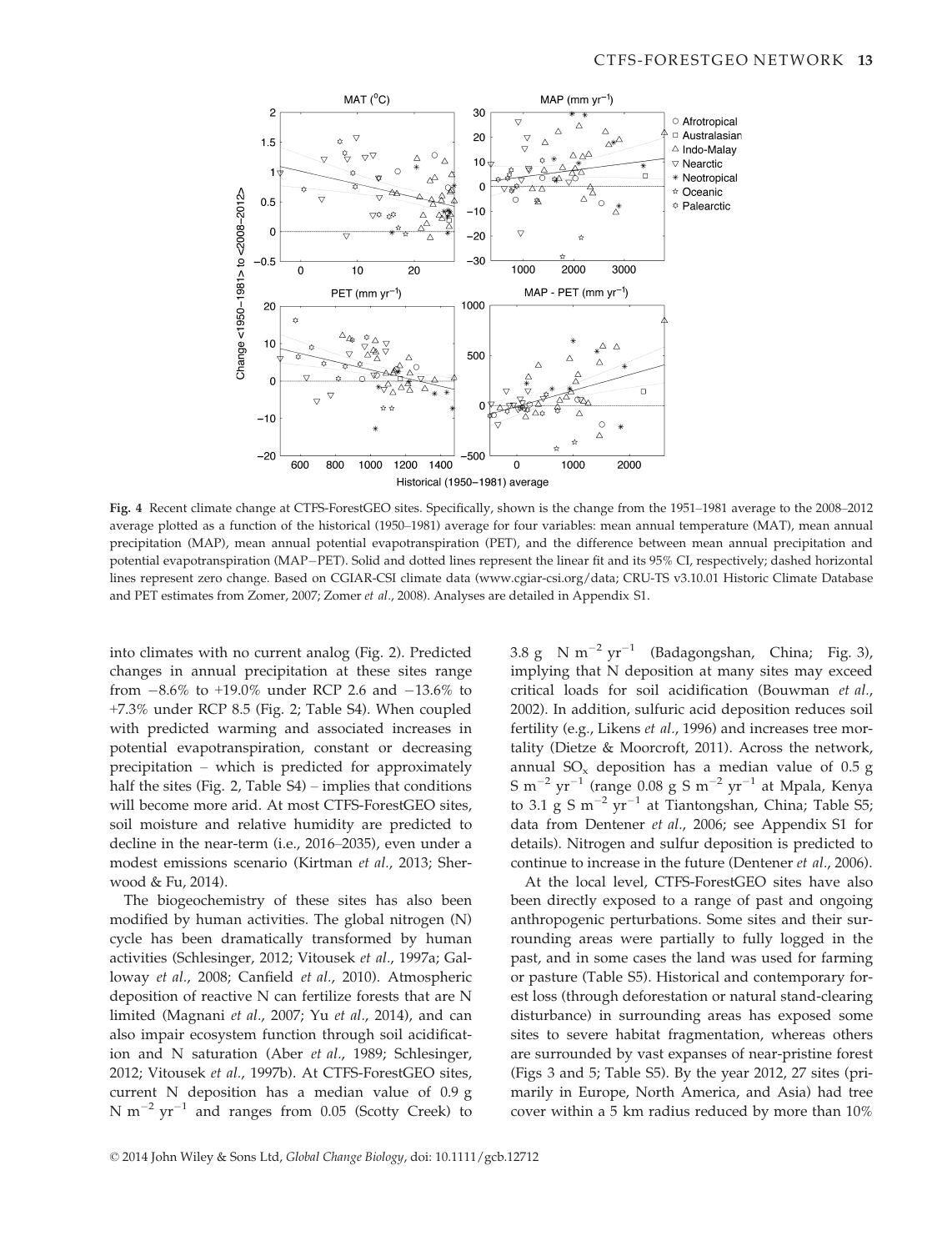**Fig. 4** Recent climate change at CTFS-ForestGEO sites. Specifically, shown is the change from the 1951–1981 average to the 2008–2012 average plotted as a function of the historical (1950–1981) average for four variables: mean annual temperature (MAT), mean annual precipitation (MAP), mean annual potential evapotranspiration (PET), and the difference between mean annual precipitation and potential evapotranspiration (MAP−PET). Solid and dotted lines represent the linear fit and its 95% CI, respectively; dashed horizontal lines represent zero change. Based on CGIAR-CSI climate data (www.cgiar-csi.org/data; CRU-TS v3.10.01 Historic Climate Database and PET estimates from Zomer, 2007; Zomer *et al*., 2008). Analyses are detailed in Appendix S1.

into climates with no current analog (Fig. 2). Predicted changes in annual precipitation at these sites range from −8.6% to +19.0% under RCP 2.6 and −13.6% to +7.3% under RCP 8.5 (Fig. 2; Table S4). When coupled with predicted warming and associated increases in potential evapotranspiration, constant or decreasing precipitation – which is predicted for approximately half the sites (Fig. 2, Table S4) – implies that conditions will become more arid. At most CTFS-ForestGEO sites, soil moisture and relative humidity are predicted to decline in the near-term (i.e., 2016–2035), even under a modest emissions scenario (Kirtman *et al*., 2013; Sherwood & Fu, 2014).

The biogeochemistry of these sites has also been modified by human activities. The global nitrogen (N) cycle has been dramatically transformed by human activities (Schlesinger, 2012; Vitousek *et al*., 1997a; Galloway *et al*., 2008; Canfield *et al*., 2010). Atmospheric deposition of reactive N can fertilize forests that are N limited (Magnani *et al*., 2007; Yu *et al*., 2014), and can also impair ecosystem function through soil acidification and N saturation (Aber *et al*., 1989; Schlesinger, 2012; Vitousek *et al*., 1997b). At CTFS-ForestGEO sites, current N deposition has a median value of 0.9 g N $m^{-2}$ $yr^{-1}$ and ranges from 0.05 (Scotty Creek) to 3.8 g N $m^{-2}$ $yr^{-1}$ (Badagongshan, China; Fig. 3), implying that N deposition at many sites may exceed critical loads for soil acidification (Bouwman *et al*., 2002). In addition, sulfuric acid deposition reduces soil fertility (e.g., Likens *et al*., 1996) and increases tree mortality (Dietze & Moorcroft, 2011). Across the network, annual $SO_x$ deposition has a median value of 0.5 g S $m^{-2}$ $yr^{-1}$ (range 0.08 g S $m^{-2}$ $yr^{-1}$ at Mpala, Kenya to 3.1 g S $m^{-2}$ $yr^{-1}$ at Tiantongshan, China; Table S5; data from Dentener *et al*., 2006; see Appendix S1 for details). Nitrogen and sulfur deposition is predicted to continue to increase in the future (Dentener *et al*., 2006).

At the local level, CTFS-ForestGEO sites have also been directly exposed to a range of past and ongoing anthropogenic perturbations. Some sites and their surrounding areas were partially to fully logged in the past, and in some cases the land was used for farming or pasture (Table S5). Historical and contemporary forest loss (through deforestation or natural stand-clearing disturbance) in surrounding areas has exposed some sites to severe habitat fragmentation, whereas others are surrounded by vast expanses of near-pristine forest (Figs 3 and 5; Table S5). By the year 2012, 27 sites (primarily in Europe, North America, and Asia) had tree cover within a 5 km radius reduced by more than 10%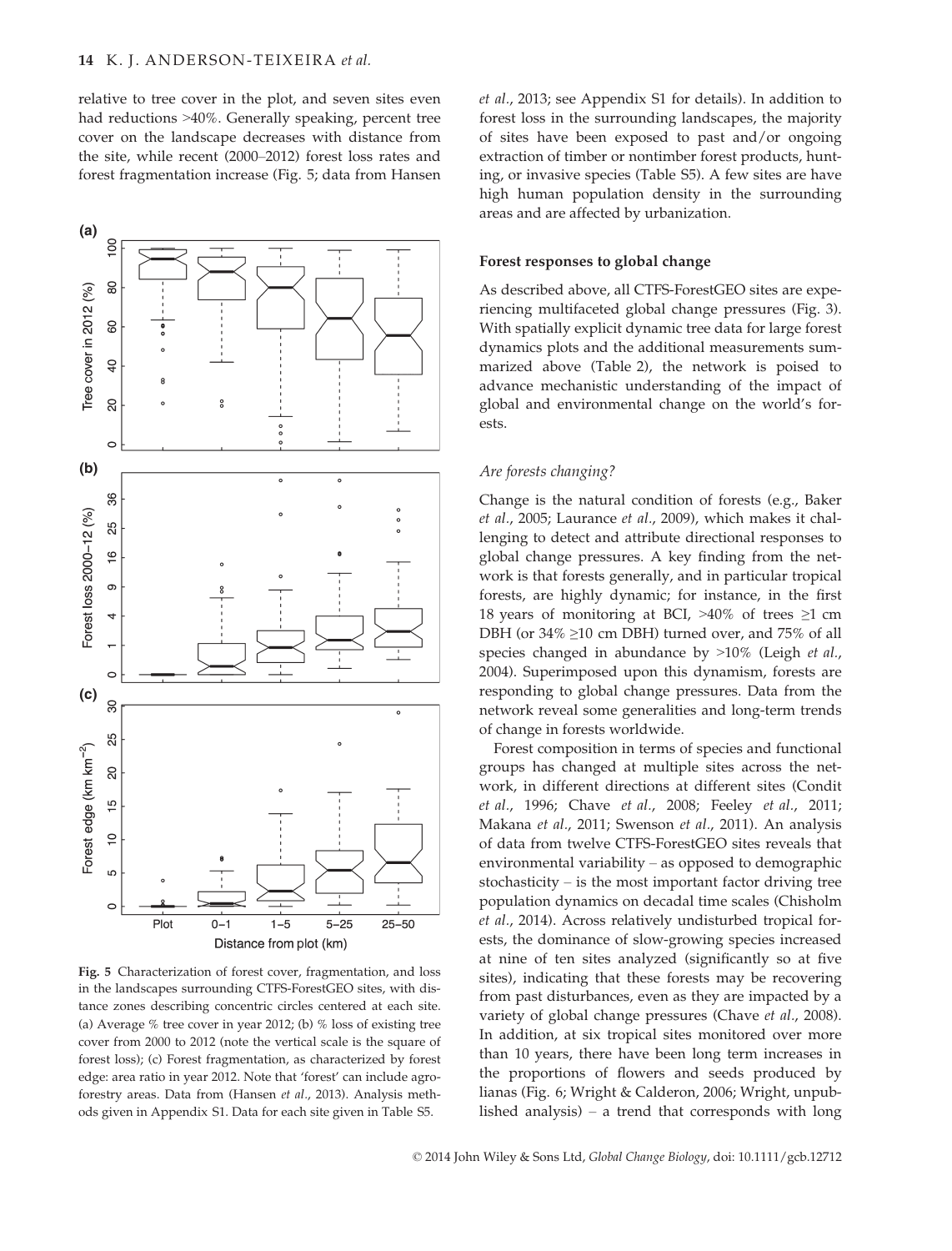relative to tree cover in the plot, and seven sites even had reductions >40%. Generally speaking, percent tree cover on the landscape decreases with distance from the site, while recent (2000–2012) forest loss rates and forest fragmentation increase (Fig. 5; data from Hansen *et al.*, 2013; see Appendix S1 for details). In addition to forest loss in the surrounding landscapes, the majority of sites have been exposed to past and/or ongoing extraction of timber or nontimber forest products, hunting, or invasive species (Table S5). A few sites are have high human population density in the surrounding areas and are affected by urbanization.

Fig. 5 Characterization of forest cover, fragmentation, and loss in the landscapes surrounding CTFS-ForestGEO sites, with distance zones describing concentric circles centered at each site. (a) Average % tree cover in year 2012; (b) % loss of existing tree cover from 2000 to 2012 (note the vertical scale is the square of forest loss); (c) Forest fragmentation, as characterized by forest edge: area ratio in year 2012. Note that 'forest' can include agroforestry areas. Data from (Hansen *et al.*, 2013). Analysis methods given in Appendix S1. Data for each site given in Table S5.

### Forest responses to global change

As described above, all CTFS-ForestGEO sites are experiencing multifaceted global change pressures (Fig. 3). With spatially explicit dynamic tree data for large forest dynamics plots and the additional measurements summarized above (Table 2), the network is poised to advance mechanistic understanding of the impact of global and environmental change on the world's forests.

#### *Are forests changing?*

Change is the natural condition of forests (e.g., Baker *et al.*, 2005; Laurance *et al.*, 2009), which makes it challenging to detect and attribute directional responses to global change pressures. A key finding from the network is that forests generally, and in particular tropical forests, are highly dynamic; for instance, in the first 18 years of monitoring at BCI, >40% of trees ≥1 cm DBH (or 34% ≥10 cm DBH) turned over, and 75% of all species changed in abundance by >10% (Leigh *et al.*, 2004). Superimposed upon this dynamism, forests are responding to global change pressures. Data from the network reveal some generalities and long-term trends of change in forests worldwide.

Forest composition in terms of species and functional groups has changed at multiple sites across the network, in different directions at different sites (Condit *et al.*, 1996; Chave *et al.*, 2008; Feeley *et al.*, 2011; Makana *et al.*, 2011; Swenson *et al.*, 2011). An analysis of data from twelve CTFS-ForestGEO sites reveals that environmental variability – as opposed to demographic stochasticity – is the most important factor driving tree population dynamics on decadal time scales (Chisholm *et al.*, 2014). Across relatively undisturbed tropical forests, the dominance of slow-growing species increased at nine of ten sites analyzed (significantly so at five sites), indicating that these forests may be recovering from past disturbances, even as they are impacted by a variety of global change pressures (Chave *et al.*, 2008). In addition, at six tropical sites monitored over more than 10 years, there have been long term increases in the proportions of flowers and seeds produced by lianas (Fig. 6; Wright & Calderon, 2006; Wright, unpublished analysis) – a trend that corresponds with long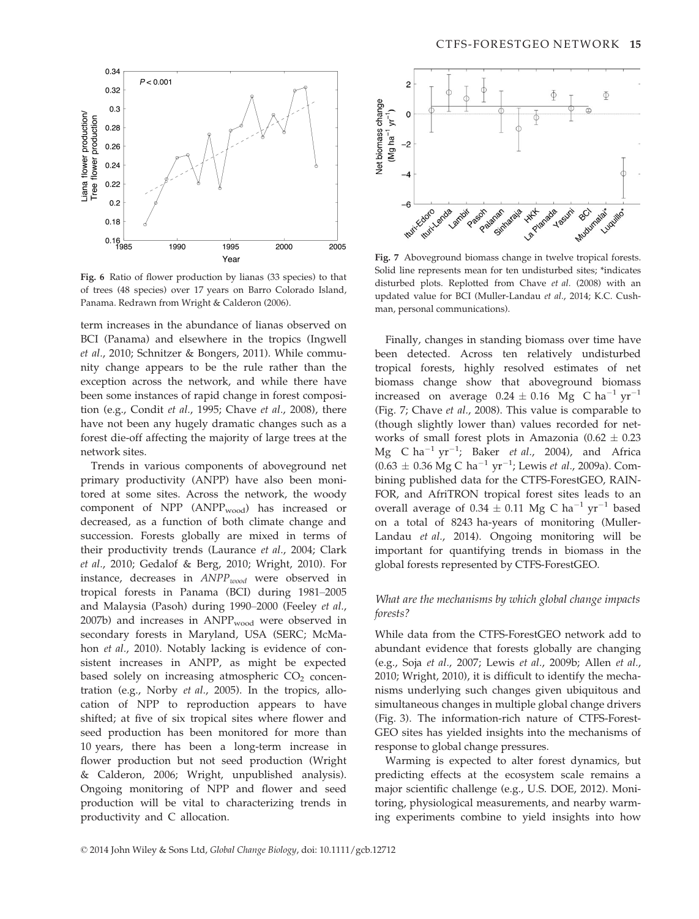Fig. 6 Ratio of flower production by lianas (33 species) to that of trees (48 species) over 17 years on Barro Colorado Island, Panama. Redrawn from Wright & Calderon (2006).

term increases in the abundance of lianas observed on BCI (Panama) and elsewhere in the tropics (Ingwell *et al.*, 2010; Schnitzer & Bongers, 2011). While community change appears to be the rule rather than the exception across the network, and while there have been some instances of rapid change in forest composition (e.g., Condit *et al.*, 1995; Chave *et al.*, 2008), there have not been any hugely dramatic changes such as a forest die-off affecting the majority of large trees at the network sites.

Trends in various components of aboveground net primary productivity (ANPP) have also been monitored at some sites. Across the network, the woody component of NPP ($ANPP_{wood}$) has increased or decreased, as a function of both climate change and succession. Forests globally are mixed in terms of their productivity trends (Laurance *et al.*, 2004; Clark *et al.*, 2010; Gedalof & Berg, 2010; Wright, 2010). For instance, decreases in $ANPP_{wood}$ were observed in tropical forests in Panama (BCI) during 1981–2005 and Malaysia (Pasoh) during 1990–2000 (Feeley *et al.*, 2007b) and increases in $ANPP_{wood}$ were observed in secondary forests in Maryland, USA (SERC; McMahon *et al.*, 2010). Notably lacking is evidence of consistent increases in ANPP, as might be expected based solely on increasing atmospheric $CO_2$ concentration (e.g., Norby *et al.*, 2005). In the tropics, allocation of NPP to reproduction appears to have shifted; at five of six tropical sites where flower and seed production has been monitored for more than 10 years, there has been a long-term increase in flower production but not seed production (Wright & Calderon, 2006; Wright, unpublished analysis). Ongoing monitoring of NPP and flower and seed production will be vital to characterizing trends in productivity and C allocation.

Fig. 7 Aboveground biomass change in twelve tropical forests. Solid line represents mean for ten undisturbed sites; *indicates disturbed plots. Replotted from Chave *et al.* (2008) with an updated value for BCI (Muller-Landau *et al.*, 2014; K.C. Cushman, personal communications).

Finally, changes in standing biomass over time have been detected. Across ten relatively undisturbed tropical forests, highly resolved estimates of net biomass change show that aboveground biomass increased on average $0.24 \pm 0.16$ Mg C $ha^{-1}$ $yr^{-1}$ (Fig. 7; Chave *et al.*, 2008). This value is comparable to (though slightly lower than) values recorded for networks of small forest plots in Amazonia ($0.62 \pm 0.23$ Mg C $ha^{-1}$ $yr^{-1}$; Baker *et al.*, 2004), and Africa ($0.63 \pm 0.36$ Mg C $ha^{-1}$ $yr^{-1}$; Lewis *et al.*, 2009a). Combining published data for the CTFS-ForestGEO, RAINFOR, and AfriTRON tropical forest sites leads to an overall average of $0.34 \pm 0.11$ Mg C $ha^{-1}$ $yr^{-1}$ based on a total of 8243 ha-years of monitoring (Muller-Landau *et al.*, 2014). Ongoing monitoring will be important for quantifying trends in biomass in the global forests represented by CTFS-ForestGEO.

### *What are the mechanisms by which global change impacts forests?*

While data from the CTFS-ForestGEO network add to abundant evidence that forests globally are changing (e.g., Soja *et al.*, 2007; Lewis *et al.*, 2009b; Allen *et al.*, 2010; Wright, 2010), it is difficult to identify the mechanisms underlying such changes given ubiquitous and simultaneous changes in multiple global change drivers (Fig. 3). The information-rich nature of CTFS-ForestGEO sites has yielded insights into the mechanisms of response to global change pressures.

Warming is expected to alter forest dynamics, but predicting effects at the ecosystem scale remains a major scientific challenge (e.g., U.S. DOE, 2012). Monitoring, physiological measurements, and nearby warming experiments combine to yield insights into how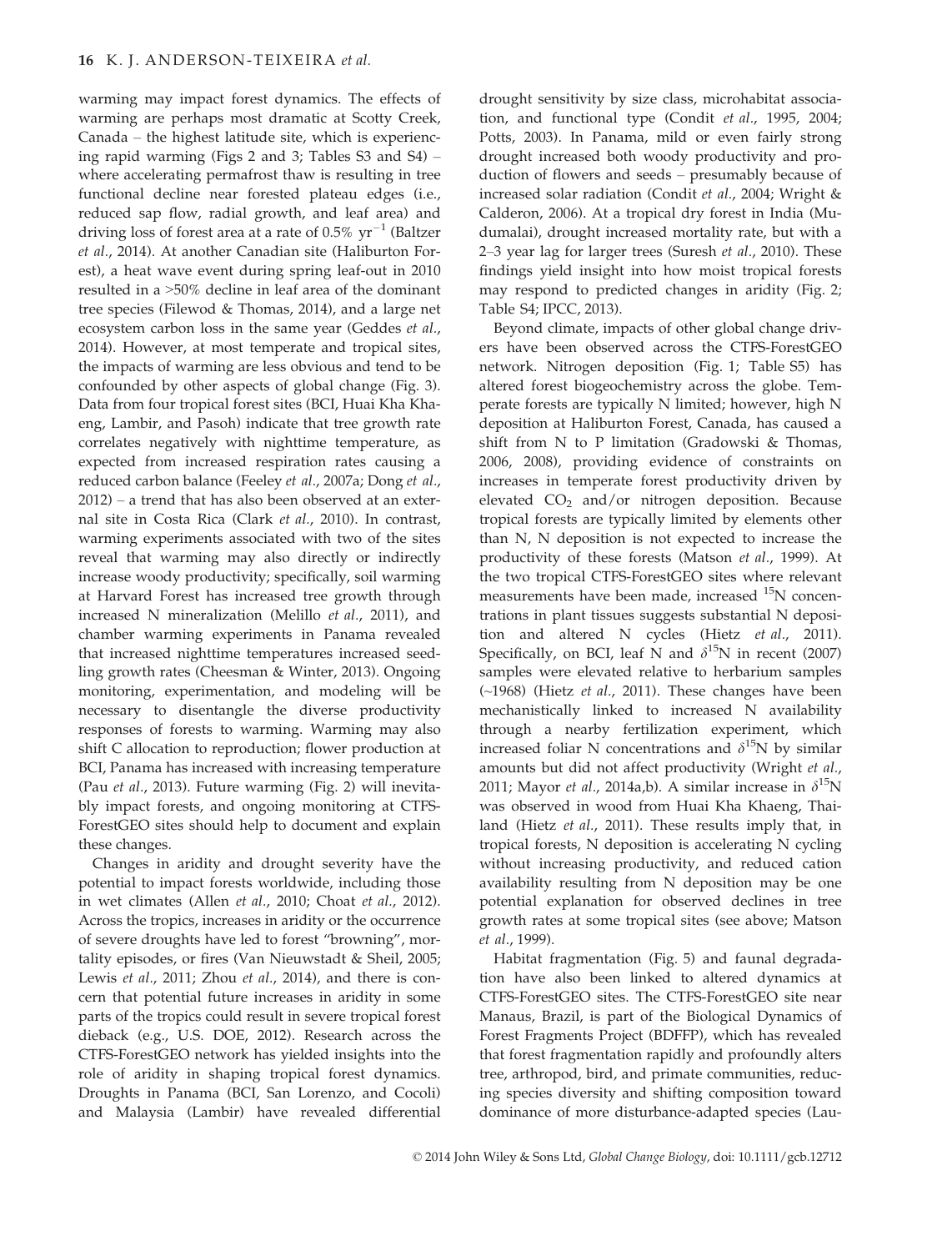warming may impact forest dynamics. The effects of warming are perhaps most dramatic at Scotty Creek, Canada – the highest latitude site, which is experiencing rapid warming (Figs 2 and 3; Tables S3 and S4) – where accelerating permafrost thaw is resulting in tree functional decline near forested plateau edges (i.e., reduced sap flow, radial growth, and leaf area) and driving loss of forest area at a rate of 0.5% $yr^{-1}$ (Baltzer *et al*., 2014). At another Canadian site (Haliburton Forest), a heat wave event during spring leaf-out in 2010 resulted in a >50% decline in leaf area of the dominant tree species (Filewod & Thomas, 2014), and a large net ecosystem carbon loss in the same year (Geddes *et al*., 2014). However, at most temperate and tropical sites, the impacts of warming are less obvious and tend to be confounded by other aspects of global change (Fig. 3). Data from four tropical forest sites (BCI, Huai Kha Khaeng, Lambir, and Pasoh) indicate that tree growth rate correlates negatively with nighttime temperature, as expected from increased respiration rates causing a reduced carbon balance (Feeley *et al*., 2007a; Dong *et al*., 2012) – a trend that has also been observed at an external site in Costa Rica (Clark *et al*., 2010). In contrast, warming experiments associated with two of the sites reveal that warming may also directly or indirectly increase woody productivity; specifically, soil warming at Harvard Forest has increased tree growth through increased N mineralization (Melillo *et al*., 2011), and chamber warming experiments in Panama revealed that increased nighttime temperatures increased seedling growth rates (Cheesman & Winter, 2013). Ongoing monitoring, experimentation, and modeling will be necessary to disentangle the diverse productivity responses of forests to warming. Warming may also shift C allocation to reproduction; flower production at BCI, Panama has increased with increasing temperature (Pau *et al*., 2013). Future warming (Fig. 2) will inevitably impact forests, and ongoing monitoring at CTFS-ForestGEO sites should help to document and explain these changes.

Changes in aridity and drought severity have the potential to impact forests worldwide, including those in wet climates (Allen *et al*., 2010; Choat *et al*., 2012). Across the tropics, increases in aridity or the occurrence of severe droughts have led to forest "browning", mortality episodes, or fires (Van Nieuwstadt & Sheil, 2005; Lewis *et al*., 2011; Zhou *et al*., 2014), and there is concern that potential future increases in aridity in some parts of the tropics could result in severe tropical forest dieback (e.g., U.S. DOE, 2012). Research across the CTFS-ForestGEO network has yielded insights into the role of aridity in shaping tropical forest dynamics. Droughts in Panama (BCI, San Lorenzo, and Cocoli) and Malaysia (Lambir) have revealed differential drought sensitivity by size class, microhabitat association, and functional type (Condit *et al*., 1995, 2004; Potts, 2003). In Panama, mild or even fairly strong drought increased both woody productivity and production of flowers and seeds – presumably because of increased solar radiation (Condit *et al*., 2004; Wright & Calderon, 2006). At a tropical dry forest in India (Mudumalai), drought increased mortality rate, but with a 2–3 year lag for larger trees (Suresh *et al*., 2010). These findings yield insight into how moist tropical forests may respond to predicted changes in aridity (Fig. 2; Table S4; IPCC, 2013).

Beyond climate, impacts of other global change drivers have been observed across the CTFS-ForestGEO network. Nitrogen deposition (Fig. 1; Table S5) has altered forest biogeochemistry across the globe. Temperate forests are typically N limited; however, high N deposition at Haliburton Forest, Canada, has caused a shift from N to P limitation (Gradowski & Thomas, 2006, 2008), providing evidence of constraints on increases in temperate forest productivity driven by elevated $CO_2$ and/or nitrogen deposition. Because tropical forests are typically limited by elements other than N, N deposition is not expected to increase the productivity of these forests (Matson *et al*., 1999). At the two tropical CTFS-ForestGEO sites where relevant measurements have been made, increased $^{15}N$ concentrations in plant tissues suggests substantial N deposition and altered N cycles (Hietz *et al*., 2011). Specifically, on BCI, leaf N and $\delta^{15}N$ in recent (2007) samples were elevated relative to herbarium samples (~1968) (Hietz *et al*., 2011). These changes have been mechanistically linked to increased N availability through a nearby fertilization experiment, which increased foliar N concentrations and $\delta^{15}N$ by similar amounts but did not affect productivity (Wright *et al*., 2011; Mayor *et al*., 2014a,b). A similar increase in $\delta^{15}N$ was observed in wood from Huai Kha Khaeng, Thailand (Hietz *et al*., 2011). These results imply that, in tropical forests, N deposition is accelerating N cycling without increasing productivity, and reduced cation availability resulting from N deposition may be one potential explanation for observed declines in tree growth rates at some tropical sites (see above; Matson *et al*., 1999).

Habitat fragmentation (Fig. 5) and faunal degradation have also been linked to altered dynamics at CTFS-ForestGEO sites. The CTFS-ForestGEO site near Manaus, Brazil, is part of the Biological Dynamics of Forest Fragments Project (BDFFP), which has revealed that forest fragmentation rapidly and profoundly alters tree, arthropod, bird, and primate communities, reducing species diversity and shifting composition toward dominance of more disturbance-adapted species (Lau-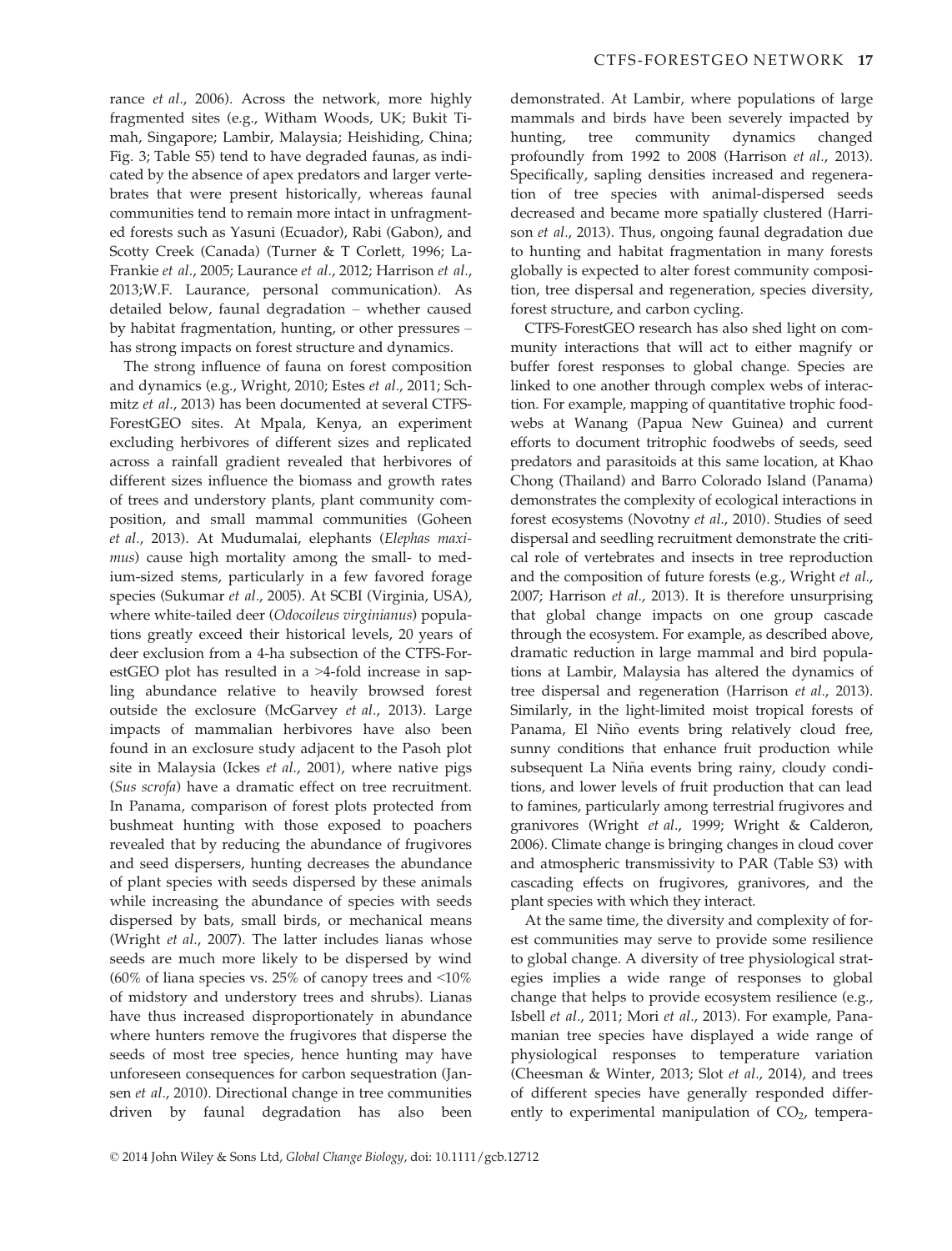rance *et al*., 2006). Across the network, more highly fragmented sites (e.g., Witham Woods, UK; Bukit Timah, Singapore; Lambir, Malaysia; Heishiding, China; Fig. 3; Table S5) tend to have degraded faunas, as indicated by the absence of apex predators and larger vertebrates that were present historically, whereas faunal communities tend to remain more intact in unfragmented forests such as Yasuni (Ecuador), Rabi (Gabon), and Scotty Creek (Canada) (Turner & T Corlett, 1996; LaFrankie *et al*., 2005; Laurance *et al*., 2012; Harrison *et al*., 2013;W.F. Laurance, personal communication). As detailed below, faunal degradation – whether caused by habitat fragmentation, hunting, or other pressures – has strong impacts on forest structure and dynamics.

The strong influence of fauna on forest composition and dynamics (e.g., Wright, 2010; Estes *et al*., 2011; Schmitz *et al*., 2013) has been documented at several CTFS-ForestGEO sites. At Mpala, Kenya, an experiment excluding herbivores of different sizes and replicated across a rainfall gradient revealed that herbivores of different sizes influence the biomass and growth rates of trees and understory plants, plant community composition, and small mammal communities (Goheen *et al*., 2013). At Mudumalai, elephants (*Elephas maximus*) cause high mortality among the small- to medium-sized stems, particularly in a few favored forage species (Sukumar *et al*., 2005). At SCBI (Virginia, USA), where white-tailed deer (*Odocoileus virginianus*) populations greatly exceed their historical levels, 20 years of deer exclusion from a 4-ha subsection of the CTFS-ForestGEO plot has resulted in a >4-fold increase in sapling abundance relative to heavily browsed forest outside the exclosure (McGarvey *et al*., 2013). Large impacts of mammalian herbivores have also been found in an exclosure study adjacent to the Pasoh plot site in Malaysia (Ickes *et al*., 2001), where native pigs (*Sus scrofa*) have a dramatic effect on tree recruitment. In Panama, comparison of forest plots protected from bushmeat hunting with those exposed to poachers revealed that by reducing the abundance of frugivores and seed dispersers, hunting decreases the abundance of plant species with seeds dispersed by these animals while increasing the abundance of species with seeds dispersed by bats, small birds, or mechanical means (Wright *et al*., 2007). The latter includes lianas whose seeds are much more likely to be dispersed by wind (60% of liana species vs. 25% of canopy trees and <10% of midstory and understory trees and shrubs). Lianas have thus increased disproportionately in abundance where hunters remove the frugivores that disperse the seeds of most tree species, hence hunting may have unforeseen consequences for carbon sequestration (Jansen *et al*., 2010). Directional change in tree communities driven by faunal degradation has also been demonstrated. At Lambir, where populations of large mammals and birds have been severely impacted by hunting, tree community dynamics changed profoundly from 1992 to 2008 (Harrison *et al*., 2013). Specifically, sapling densities increased and regeneration of tree species with animal-dispersed seeds decreased and became more spatially clustered (Harrison *et al*., 2013). Thus, ongoing faunal degradation due to hunting and habitat fragmentation in many forests globally is expected to alter forest community composition, tree dispersal and regeneration, species diversity, forest structure, and carbon cycling.

CTFS-ForestGEO research has also shed light on community interactions that will act to either magnify or buffer forest responses to global change. Species are linked to one another through complex webs of interaction. For example, mapping of quantitative trophic foodwebs at Wanang (Papua New Guinea) and current efforts to document tritrophic foodwebs of seeds, seed predators and parasitoids at this same location, at Khao Chong (Thailand) and Barro Colorado Island (Panama) demonstrates the complexity of ecological interactions in forest ecosystems (Novotny *et al*., 2010). Studies of seed dispersal and seedling recruitment demonstrate the critical role of vertebrates and insects in tree reproduction and the composition of future forests (e.g., Wright *et al*., 2007; Harrison *et al*., 2013). It is therefore unsurprising that global change impacts on one group cascade through the ecosystem. For example, as described above, dramatic reduction in large mammal and bird populations at Lambir, Malaysia has altered the dynamics of tree dispersal and regeneration (Harrison *et al*., 2013). Similarly, in the light-limited moist tropical forests of Panama, El Niño events bring relatively cloud free, sunny conditions that enhance fruit production while subsequent La Niña events bring rainy, cloudy conditions, and lower levels of fruit production that can lead to famines, particularly among terrestrial frugivores and granivores (Wright *et al*., 1999; Wright & Calderon, 2006). Climate change is bringing changes in cloud cover and atmospheric transmissivity to PAR (Table S3) with cascading effects on frugivores, granivores, and the plant species with which they interact.

At the same time, the diversity and complexity of forest communities may serve to provide some resilience to global change. A diversity of tree physiological strategies implies a wide range of responses to global change that helps to provide ecosystem resilience (e.g., Isbell *et al*., 2011; Mori *et al*., 2013). For example, Panamanian tree species have displayed a wide range of physiological responses to temperature variation (Cheesman & Winter, 2013; Slot *et al*., 2014), and trees of different species have generally responded differently to experimental manipulation of $CO_2$, tempera-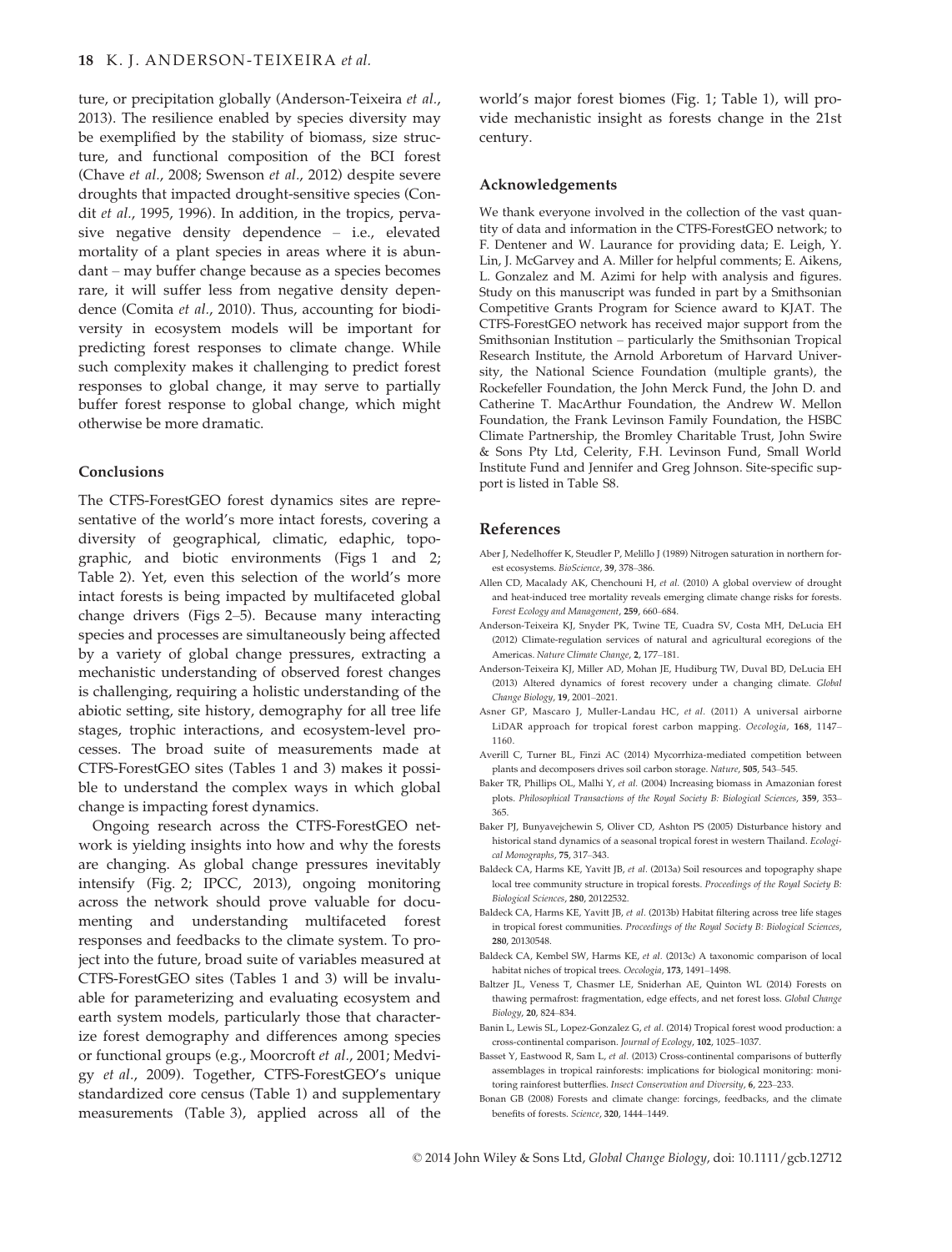ture, or precipitation globally (Anderson-Teixeira *et al.*, 2013). The resilience enabled by species diversity may be exemplified by the stability of biomass, size structure, and functional composition of the BCI forest (Chave *et al.*, 2008; Swenson *et al.*, 2012) despite severe droughts that impacted drought-sensitive species (Condit *et al.*, 1995, 1996). In addition, in the tropics, pervasive negative density dependence – i.e., elevated mortality of a plant species in areas where it is abundant – may buffer change because as a species becomes rare, it will suffer less from negative density dependence (Comita *et al.*, 2010). Thus, accounting for biodiversity in ecosystem models will be important for predicting forest responses to climate change. While such complexity makes it challenging to predict forest responses to global change, it may serve to partially buffer forest response to global change, which might otherwise be more dramatic.

## Conclusions

The CTFS-ForestGEO forest dynamics sites are representative of the world's more intact forests, covering a diversity of geographical, climatic, edaphic, topographic, and biotic environments (Figs 1 and 2; Table 2). Yet, even this selection of the world's more intact forests is being impacted by multifaceted global change drivers (Figs 2–5). Because many interacting species and processes are simultaneously being affected by a variety of global change pressures, extracting a mechanistic understanding of observed forest changes is challenging, requiring a holistic understanding of the abiotic setting, site history, demography for all tree life stages, trophic interactions, and ecosystem-level processes. The broad suite of measurements made at CTFS-ForestGEO sites (Tables 1 and 3) makes it possible to understand the complex ways in which global change is impacting forest dynamics.

Ongoing research across the CTFS-ForestGEO network is yielding insights into how and why the forests are changing. As global change pressures inevitably intensify (Fig. 2; IPCC, 2013), ongoing monitoring across the network should prove valuable for documenting and understanding multifaceted forest responses and feedbacks to the climate system. To project into the future, broad suite of variables measured at CTFS-ForestGEO sites (Tables 1 and 3) will be invaluable for parameterizing and evaluating ecosystem and earth system models, particularly those that characterize forest demography and differences among species or functional groups (e.g., Moorcroft *et al.*, 2001; Medvigy *et al.*, 2009). Together, CTFS-ForestGEO's unique standardized core census (Table 1) and supplementary measurements (Table 3), applied across all of the world's major forest biomes (Fig. 1; Table 1), will provide mechanistic insight as forests change in the 21st century.

## Acknowledgements

We thank everyone involved in the collection of the vast quantity of data and information in the CTFS-ForestGEO network; to F. Dentener and W. Laurance for providing data; E. Leigh, Y. Lin, J. McGarvey and A. Miller for helpful comments; E. Aikens, L. Gonzalez and M. Azimi for help with analysis and figures. Study on this manuscript was funded in part by a Smithsonian Competitive Grants Program for Science award to KJAT. The CTFS-ForestGEO network has received major support from the Smithsonian Institution – particularly the Smithsonian Tropical Research Institute, the Arnold Arboretum of Harvard University, the National Science Foundation (multiple grants), the Rockefeller Foundation, the John Merck Fund, the John D. and Catherine T. MacArthur Foundation, the Andrew W. Mellon Foundation, the Frank Levinson Family Foundation, the HSBC Climate Partnership, the Bromley Charitable Trust, John Swire & Sons Pty Ltd, Celerity, F.H. Levinson Fund, Small World Institute Fund and Jennifer and Greg Johnson. Site-specific support is listed in Table S8.

## References

Aber J, Nedelhoffer K, Steudler P, Melillo J (1989) Nitrogen saturation in northern forest ecosystems. *BioScience*, **39**, 378–386.

Allen CD, Macalady AK, Chenchouni H, *et al.* (2010) A global overview of drought and heat-induced tree mortality reveals emerging climate change risks for forests. *Forest Ecology and Management*, **259**, 660–684.

Anderson-Teixeira KJ, Snyder PK, Twine TE, Cuadra SV, Costa MH, DeLucia EH (2012) Climate-regulation services of natural and agricultural ecoregions of the Americas. *Nature Climate Change*, **2**, 177–181.

Anderson-Teixeira KJ, Miller AD, Mohan JE, Hudiburg TW, Duval BD, DeLucia EH (2013) Altered dynamics of forest recovery under a changing climate. *Global Change Biology*, **19**, 2001–2021.

Asner GP, Mascaro J, Muller-Landau HC, *et al.* (2011) A universal airborne LiDAR approach for tropical forest carbon mapping. *Oecologia*, **168**, 1147–1160.

Averill C, Turner BL, Finzi AC (2014) Mycorrhiza-mediated competition between plants and decomposers drives soil carbon storage. *Nature*, **505**, 543–545.

Baker TR, Phillips OL, Malhi Y, *et al.* (2004) Increasing biomass in Amazonian forest plots. *Philosophical Transactions of the Royal Society B: Biological Sciences*, **359**, 353–365.

Baker PJ, Bunyavejchewin S, Oliver CD, Ashton PS (2005) Disturbance history and historical stand dynamics of a seasonal tropical forest in western Thailand. *Ecological Monographs*, **75**, 317–343.

Baldeck CA, Harms KE, Yavitt JB, *et al.* (2013a) Soil resources and topography shape local tree community structure in tropical forests. *Proceedings of the Royal Society B: Biological Sciences*, **280**, 20122532.

Baldeck CA, Harms KE, Yavitt JB, *et al.* (2013b) Habitat filtering across tree life stages in tropical forest communities. *Proceedings of the Royal Society B: Biological Sciences*, **280**, 20130548.

Baldeck CA, Kembel SW, Harms KE, *et al.* (2013c) A taxonomic comparison of local habitat niches of tropical trees. *Oecologia*, **173**, 1491–1498.

Baltzer JL, Veness T, Chasmer LE, Sniderhan AE, Quinton WL (2014) Forests on thawing permafrost: fragmentation, edge effects, and net forest loss. *Global Change Biology*, **20**, 824–834.

Banin L, Lewis SL, Lopez-Gonzalez G, *et al.* (2014) Tropical forest wood production: a cross-continental comparison. *Journal of Ecology*, **102**, 1025–1037.

Basset Y, Eastwood R, Sam L, *et al.* (2013) Cross-continental comparisons of butterfly assemblages in tropical rainforests: implications for biological monitoring: monitoring rainforest butterflies. *Insect Conservation and Diversity*, **6**, 223–233.

Bonan GB (2008) Forests and climate change: forcings, feedbacks, and the climate benefits of forests. *Science*, **320**, 1444–1449.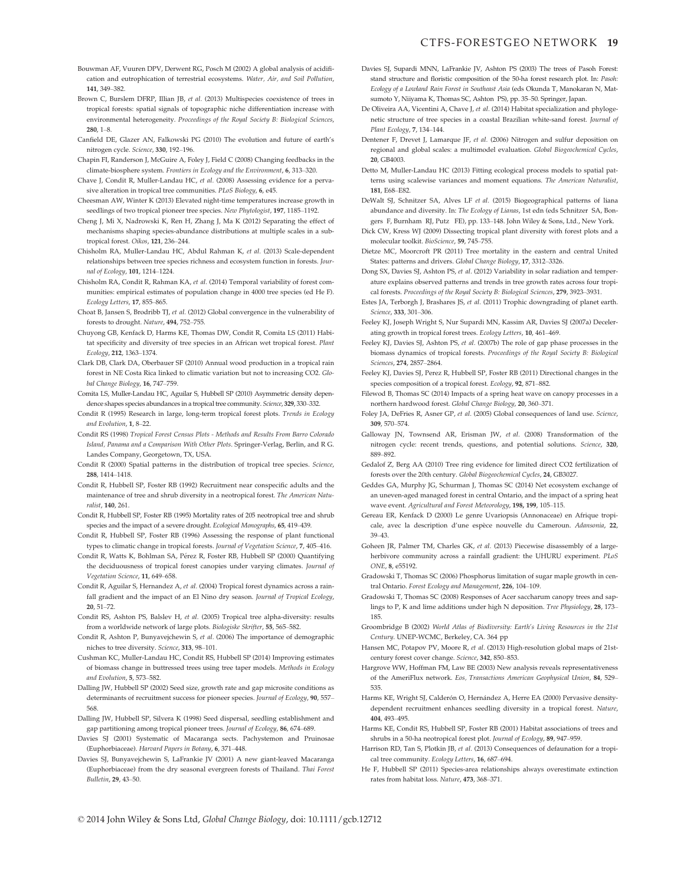Bouwman AF, Vuuren DPV, Derwent RG, Posch M (2002) A global analysis of acidification and eutrophication of terrestrial ecosystems. *Water, Air, and Soil Pollution*, **141**, 349–382.

Brown C, Burslem DFRP, Illian JB, *et al.* (2013) Multispecies coexistence of trees in tropical forests: spatial signals of topographic niche differentiation increase with environmental heterogeneity. *Proceedings of the Royal Society B: Biological Sciences*, **280**, 1–8.

Canfield DE, Glazer AN, Falkowski PG (2010) The evolution and future of earth's nitrogen cycle. *Science*, **330**, 192–196.

Chapin FI, Randerson J, McGuire A, Foley J, Field C (2008) Changing feedbacks in the climate-biosphere system. *Frontiers in Ecology and the Environment*, **6**, 313–320.

Chave J, Condit R, Muller-Landau HC, *et al.* (2008) Assessing evidence for a pervasive alteration in tropical tree communities. *PLoS Biology*, **6**, e45.

Cheesman AW, Winter K (2013) Elevated night-time temperatures increase growth in seedlings of two tropical pioneer tree species. *New Phytologist*, **197**, 1185–1192.

Cheng J, Mi X, Nadrowski K, Ren H, Zhang J, Ma K (2012) Separating the effect of mechanisms shaping species-abundance distributions at multiple scales in a subtropical forest. *Oikos*, **121**, 236–244.

Chisholm RA, Muller-Landau HC, Abdul Rahman K, *et al.* (2013) Scale-dependent relationships between tree species richness and ecosystem function in forests. *Journal of Ecology*, **101**, 1214–1224.

Chisholm RA, Condit R, Rahman KA, *et al.* (2014) Temporal variability of forest communities: empirical estimates of population change in 4000 tree species (ed He F). *Ecology Letters*, **17**, 855–865.

Choat B, Jansen S, Brodribb TJ, *et al.* (2012) Global convergence in the vulnerability of forests to drought. *Nature*, **494**, 752–755.

Chuyong GB, Kenfack D, Harms KE, Thomas DW, Condit R, Comita LS (2011) Habitat specificity and diversity of tree species in an African wet tropical forest. *Plant Ecology*, **212**, 1363–1374.

Clark DB, Clark DA, Oberbauer SF (2010) Annual wood production in a tropical rain forest in NE Costa Rica linked to climatic variation but not to increasing CO2. *Global Change Biology*, **16**, 747–759.

Comita LS, Muller-Landau HC, Aguilar S, Hubbell SP (2010) Asymmetric density dependence shapes species abundances in a tropical tree community. *Science*, **329**, 330–332.

Condit R (1995) Research in large, long-term tropical forest plots. *Trends in Ecology and Evolution*, **1**, 8–22.

Condit RS (1998) *Tropical Forest Census Plots - Methods and Results From Barro Colorado Island, Panama and a Comparison With Other Plots*. Springer-Verlag, Berlin, and R G. Landes Company, Georgetown, TX, USA.

Condit R (2000) Spatial patterns in the distribution of tropical tree species. *Science*, **288**, 1414–1418.

Condit R, Hubbell SP, Foster RB (1992) Recruitment near conspecific adults and the maintenance of tree and shrub diversity in a neotropical forest. *The American Naturalist*, **140**, 261.

Condit R, Hubbell SP, Foster RB (1995) Mortality rates of 205 neotropical tree and shrub species and the impact of a severe drought. *Ecological Monographs*, **65**, 419–439.

Condit R, Hubbell SP, Foster RB (1996) Assessing the response of plant functional types to climatic change in tropical forests. *Journal of Vegetation Science*, **7**, 405–416.

Condit R, Watts K, Bohlman SA, Pérez R, Foster RB, Hubbell SP (2000) Quantifying the deciduousness of tropical forest canopies under varying climates. *Journal of Vegetation Science*, **11**, 649–658.

Condit R, Aguilar S, Hernandez A, *et al.* (2004) Tropical forest dynamics across a rainfall gradient and the impact of an El Nino dry season. *Journal of Tropical Ecology*, **20**, 51–72.

Condit RS, Ashton PS, Balslev H, *et al.* (2005) Tropical tree alpha-diversity: results from a worldwide network of large plots. *Biologiske Skrifter*, **55**, 565–582.

Condit R, Ashton P, Bunyavejchewin S, *et al.* (2006) The importance of demographic niches to tree diversity. *Science*, **313**, 98–101.

Cushman KC, Muller-Landau HC, Condit RS, Hubbell SP (2014) Improving estimates of biomass change in buttressed trees using tree taper models. *Methods in Ecology and Evolution*, **5**, 573–582.

Dalling JW, Hubbell SP (2002) Seed size, growth rate and gap microsite conditions as determinants of recruitment success for pioneer species. *Journal of Ecology*, **90**, 557–568.

Dalling JW, Hubbell SP, Silvera K (1998) Seed dispersal, seedling establishment and gap partitioning among tropical pioneer trees. *Journal of Ecology*, **86**, 674–689.

Davies SJ (2001) Systematic of Macaranga sects. Pachystemon and Pruinosae (Euphorbiaceae). *Harvard Papers in Botany*, **6**, 371–448.

Davies SJ, Bunyavejchewin S, LaFrankie JV (2001) A new giant-leaved Macaranga (Euphorbiaceae) from the dry seasonal evergreen forests of Thailand. *Thai Forest Bulletin*, **29**, 43–50.

Davies SJ, Supardi MNN, LaFrankie JV, Ashton PS (2003) The trees of Pasoh Forest: stand structure and floristic composition of the 50-ha forest research plot. In: *Pasoh: Ecology of a Lowland Rain Forest in Southeast Asia* (eds Okunda T, Manokaran N, Matsumoto Y, Niiyama K, Thomas SC, Ashton PS), pp. 35–50. Springer, Japan.

De Oliveira AA, Vicentini A, Chave J, *et al.* (2014) Habitat specialization and phylogenetic structure of tree species in a coastal Brazilian white-sand forest. *Journal of Plant Ecology*, **7**, 134–144.

Dentener F, Drevet J, Lamarque JF, *et al.* (2006) Nitrogen and sulfur deposition on regional and global scales: a multimodel evaluation. *Global Biogeochemical Cycles*, **20**, GB4003.

Detto M, Muller-Landau HC (2013) Fitting ecological process models to spatial patterns using scalewise variances and moment equations. *The American Naturalist*, **181**, E68–E82.

DeWalt SJ, Schnitzer SA, Alves LF *et al.* (2015) Biogeographical patterns of liana abundance and diversity. In: *The Ecology of Lianas*, 1st edn (eds Schnitzer SA, Bongers F, Burnham RJ, Putz FE), pp. 133–148. John Wiley & Sons, Ltd., New York.

Dick CW, Kress WJ (2009) Dissecting tropical plant diversity with forest plots and a molecular toolkit. *BioScience*, **59**, 745–755.

Dietze MC, Moorcroft PR (2011) Tree mortality in the eastern and central United States: patterns and drivers. *Global Change Biology*, **17**, 3312–3326.

Dong SX, Davies SJ, Ashton PS, *et al.* (2012) Variability in solar radiation and temperature explains observed patterns and trends in tree growth rates across four tropical forests. *Proceedings of the Royal Society B: Biological Sciences*, **279**, 3923–3931.

Estes JA, Terborgh J, Brashares JS, *et al.* (2011) Trophic downgrading of planet earth. *Science*, **333**, 301–306.

Feeley KJ, Joseph Wright S, Nur Supardi MN, Kassim AR, Davies SJ (2007a) Decelerating growth in tropical forest trees. *Ecology Letters*, **10**, 461–469.

Feeley KJ, Davies SJ, Ashton PS, *et al.* (2007b) The role of gap phase processes in the biomass dynamics of tropical forests. *Proceedings of the Royal Society B: Biological Sciences*, **274**, 2857–2864.

Feeley KJ, Davies SJ, Perez R, Hubbell SP, Foster RB (2011) Directional changes in the species composition of a tropical forest. *Ecology*, **92**, 871–882.

Filewod B, Thomas SC (2014) Impacts of a spring heat wave on canopy processes in a northern hardwood forest. *Global Change Biology*, **20**, 360–371.

Foley JA, DeFries R, Asner GP, *et al.* (2005) Global consequences of land use. *Science*, **309**, 570–574.

Galloway JN, Townsend AR, Erisman JW, *et al.* (2008) Transformation of the nitrogen cycle: recent trends, questions, and potential solutions. *Science*, **320**, 889–892.

Gedalof Z, Berg AA (2010) Tree ring evidence for limited direct CO2 fertilization of forests over the 20th century. *Global Biogeochemical Cycles*, **24**, GB3027.

Geddes GA, Murphy JG, Schurman J, Thomas SC (2014) Net ecosystem exchange of an uneven-aged managed forest in central Ontario, and the impact of a spring heat wave event. *Agricultural and Forest Meteorology*, **198, 199**, 105–115.

Gereau ER, Kenfack D (2000) Le genre Uvariopsis (Annonaceae) en Afrique tropicale, avec la description d'une espèce nouvelle du Cameroun. *Adansonia*, **22**, 39–43.

Goheen JR, Palmer TM, Charles GK, *et al.* (2013) Piecewise disassembly of a large-herbivore community across a rainfall gradient: the UHURU experiment. *PLoS ONE*, **8**, e55192.

Gradowski T, Thomas SC (2006) Phosphorus limitation of sugar maple growth in central Ontario. *Forest Ecology and Management*, **226**, 104–109.

Gradowski T, Thomas SC (2008) Responses of Acer saccharum canopy trees and saplings to P, K and lime additions under high N deposition. *Tree Physiology*, **28**, 173–185.

Groombridge B (2002) *World Atlas of Biodiversity: Earth's Living Resources in the 21st Century*. UNEP-WCMC, Berkeley, CA. 364 pp

Hansen MC, Potapov PV, Moore R, *et al.* (2013) High-resolution global maps of 21st-century forest cover change. *Science*, **342**, 850–853.

Hargrove WW, Hoffman FM, Law BE (2003) New analysis reveals representativeness of the AmeriFlux network. *Eos, Transactions American Geophysical Union*, **84**, 529–535.

Harms KE, Wright SJ, Calderón O, Hernández A, Herre EA (2000) Pervasive density-dependent recruitment enhances seedling diversity in a tropical forest. *Nature*, **404**, 493–495.

Harms KE, Condit RS, Hubbell SP, Foster RB (2001) Habitat associations of trees and shrubs in a 50-ha neotropical forest plot. *Journal of Ecology*, **89**, 947–959.

Harrison RD, Tan S, Plotkin JB, *et al.* (2013) Consequences of defaunation for a tropical tree community. *Ecology Letters*, **16**, 687–694.

He F, Hubbell SP (2011) Species-area relationships always overestimate extinction rates from habitat loss. *Nature*, **473**, 368–371.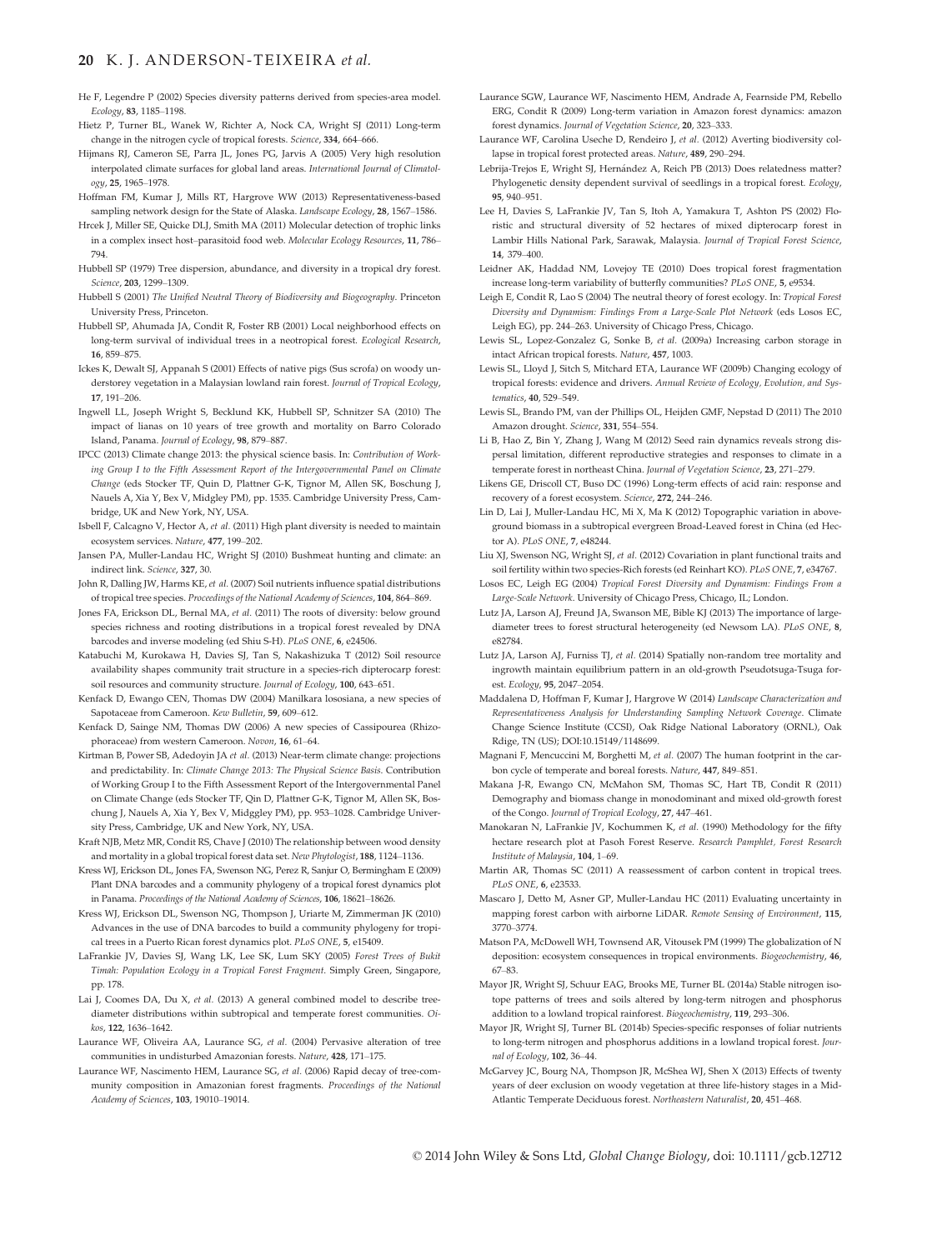He F, Legendre P (2002) Species diversity patterns derived from species-area model. *Ecology*, **83**, 1185–1198.

Hietz P, Turner BL, Wanek W, Richter A, Nock CA, Wright SJ (2011) Long-term change in the nitrogen cycle of tropical forests. *Science*, **334**, 664–666.

Hijmans RJ, Cameron SE, Parra JL, Jones PG, Jarvis A (2005) Very high resolution interpolated climate surfaces for global land areas. *International Journal of Climatology*, **25**, 1965–1978.

Hoffman FM, Kumar J, Mills RT, Hargrove WW (2013) Representativeness-based sampling network design for the State of Alaska. *Landscape Ecology*, **28**, 1567–1586.

Hrcek J, Miller SE, Quicke DLJ, Smith MA (2011) Molecular detection of trophic links in a complex insect host–parasitoid food web. *Molecular Ecology Resources*, **11**, 786–794.

Hubbell SP (1979) Tree dispersion, abundance, and diversity in a tropical dry forest. *Science*, **203**, 1299–1309.

Hubbell S (2001) *The Unified Neutral Theory of Biodiversity and Biogeography*. Princeton University Press, Princeton.

Hubbell SP, Ahumada JA, Condit R, Foster RB (2001) Local neighborhood effects on long-term survival of individual trees in a neotropical forest. *Ecological Research*, **16**, 859–875.

Ickes K, Dewalt SJ, Appanah S (2001) Effects of native pigs (Sus scrofa) on woody understorey vegetation in a Malaysian lowland rain forest. *Journal of Tropical Ecology*, **17**, 191–206.

Ingwell LL, Joseph Wright S, Becklund KK, Hubbell SP, Schnitzer SA (2010) The impact of lianas on 10 years of tree growth and mortality on Barro Colorado Island, Panama. *Journal of Ecology*, **98**, 879–887.

IPCC (2013) Climate change 2013: the physical science basis. In: *Contribution of Working Group I to the Fifth Assessment Report of the Intergovernmental Panel on Climate Change* (eds Stocker TF, Quin D, Plattner G-K, Tignor M, Allen SK, Boschung J, Nauels A, Xia Y, Bex V, Midgley PM), pp. 1535. Cambridge University Press, Cambridge, UK and New York, NY, USA.

Isbell F, Calcagno V, Hector A, *et al.* (2011) High plant diversity is needed to maintain ecosystem services. *Nature*, **477**, 199–202.

Jansen PA, Muller-Landau HC, Wright SJ (2010) Bushmeat hunting and climate: an indirect link. *Science*, **327**, 30.

John R, Dalling JW, Harms KE, *et al.* (2007) Soil nutrients influence spatial distributions of tropical tree species. *Proceedings of the National Academy of Sciences*, **104**, 864–869.

Jones FA, Erickson DL, Bernal MA, *et al.* (2011) The roots of diversity: below ground species richness and rooting distributions in a tropical forest revealed by DNA barcodes and inverse modeling (ed Shiu S-H). *PLoS ONE*, **6**, e24506.

Katabuchi M, Kurokawa H, Davies SJ, Tan S, Nakashizuka T (2012) Soil resource availability shapes community trait structure in a species-rich dipterocarp forest: soil resources and community structure. *Journal of Ecology*, **100**, 643–651.

Kenfack D, Ewango CEN, Thomas DW (2004) Manilkara lososiana, a new species of Sapotaceae from Cameroon. *Kew Bulletin*, **59**, 609–612.

Kenfack D, Sainge NM, Thomas DW (2006) A new species of Cassipourea (Rhizophoraceae) from western Cameroon. *Novon*, **16**, 61–64.

Kirtman B, Power SB, Adedoyin JA *et al.* (2013) Near-term climate change: projections and predictability. In: *Climate Change 2013: The Physical Science Basis.* Contribution of Working Group I to the Fifth Assessment Report of the Intergovernmental Panel on Climate Change (eds Stocker TF, Qin D, Plattner G-K, Tignor M, Allen SK, Boschung J, Nauels A, Xia Y, Bex V, Midggley PM), pp. 953–1028. Cambridge University Press, Cambridge, UK and New York, NY, USA.

Kraft NJB, Metz MR, Condit RS, Chave J (2010) The relationship between wood density and mortality in a global tropical forest data set. *New Phytologist*, **188**, 1124–1136.

Kress WJ, Erickson DL, Jones FA, Swenson NG, Perez R, Sanjur O, Bermingham E (2009) Plant DNA barcodes and a community phylogeny of a tropical forest dynamics plot in Panama. *Proceedings of the National Academy of Sciences*, **106**, 18621–18626.

Kress WJ, Erickson DL, Swenson NG, Thompson J, Uriarte M, Zimmerman JK (2010) Advances in the use of DNA barcodes to build a community phylogeny for tropical trees in a Puerto Rican forest dynamics plot. *PLoS ONE*, **5**, e15409.

LaFrankie JV, Davies SJ, Wang LK, Lee SK, Lum SKY (2005) *Forest Trees of Bukit Timah: Population Ecology in a Tropical Forest Fragment*. Simply Green, Singapore, pp. 178.

Lai J, Coomes DA, Du X, *et al.* (2013) A general combined model to describe tree-diameter distributions within subtropical and temperate forest communities. *Oikos*, **122**, 1636–1642.

Laurance WF, Oliveira AA, Laurance SG, *et al.* (2004) Pervasive alteration of tree communities in undisturbed Amazonian forests. *Nature*, **428**, 171–175.

Laurance WF, Nascimento HEM, Laurance SG, *et al.* (2006) Rapid decay of tree-community composition in Amazonian forest fragments. *Proceedings of the National Academy of Sciences*, **103**, 19010–19014.

Laurance SGW, Laurance WF, Nascimento HEM, Andrade A, Fearnside PM, Rebello ERG, Condit R (2009) Long-term variation in Amazon forest dynamics: amazon forest dynamics. *Journal of Vegetation Science*, **20**, 323–333.

Laurance WF, Carolina Useche D, Rendeiro J, *et al.* (2012) Averting biodiversity collapse in tropical forest protected areas. *Nature*, **489**, 290–294.

Lebrija-Trejos E, Wright SJ, Hernández A, Reich PB (2013) Does relatedness matter? Phylogenetic density dependent survival of seedlings in a tropical forest. *Ecology*, **95**, 940–951.

Lee H, Davies S, LaFrankie JV, Tan S, Itoh A, Yamakura T, Ashton PS (2002) Floristic and structural diversity of 52 hectares of mixed dipterocarp forest in Lambir Hills National Park, Sarawak, Malaysia. *Journal of Tropical Forest Science*, **14**, 379–400.

Leidner AK, Haddad NM, Lovejoy TE (2010) Does tropical forest fragmentation increase long-term variability of butterfly communities? *PLoS ONE*, **5**, e9534.

Leigh E, Condit R, Lao S (2004) The neutral theory of forest ecology. In: *Tropical Forest Diversity and Dynamism: Findings From a Large-Scale Plot Network* (eds Losos EC, Leigh EG), pp. 244–263. University of Chicago Press, Chicago.

Lewis SL, Lopez-Gonzalez G, Sonke B, *et al.* (2009a) Increasing carbon storage in intact African tropical forests. *Nature*, **457**, 1003.

Lewis SL, Lloyd J, Sitch S, Mitchard ETA, Laurance WF (2009b) Changing ecology of tropical forests: evidence and drivers. *Annual Review of Ecology, Evolution, and Systematics*, **40**, 529–549.

Lewis SL, Brando PM, van der Phillips OL, Heijden GMF, Nepstad D (2011) The 2010 Amazon drought. *Science*, **331**, 554–554.

Li B, Hao Z, Bin Y, Zhang J, Wang M (2012) Seed rain dynamics reveals strong dispersal limitation, different reproductive strategies and responses to climate in a temperate forest in northeast China. *Journal of Vegetation Science*, **23**, 271–279.

Likens GE, Driscoll CT, Buso DC (1996) Long-term effects of acid rain: response and recovery of a forest ecosystem. *Science*, **272**, 244–246.

Lin D, Lai J, Muller-Landau HC, Mi X, Ma K (2012) Topographic variation in aboveground biomass in a subtropical evergreen Broad-Leaved forest in China (ed Hector A). *PLoS ONE*, **7**, e48244.

Liu XJ, Swenson NG, Wright SJ, *et al.* (2012) Covariation in plant functional traits and soil fertility within two species-Rich forests (ed Reinhart KO). *PLoS ONE*, **7**, e34767.

Losos EC, Leigh EG (2004) *Tropical Forest Diversity and Dynamism: Findings From a Large-Scale Network*. University of Chicago Press, Chicago, IL; London.

Lutz JA, Larson AJ, Freund JA, Swanson ME, Bible KJ (2013) The importance of large-diameter trees to forest structural heterogeneity (ed Newsom LA). *PLoS ONE*, **8**, e82784.

Lutz JA, Larson AJ, Furniss TJ, *et al.* (2014) Spatially non-random tree mortality and ingrowth maintain equilibrium pattern in an old-growth Pseudotsuga-Tsuga forest. *Ecology*, **95**, 2047–2054.

Maddalena D, Hoffman F, Kumar J, Hargrove W (2014) *Landscape Characterization and Representativeness Analysis for Understanding Sampling Network Coverage*. Climate Change Science Institute (CCSI), Oak Ridge National Laboratory (ORNL), Oak Rdige, TN (US); DOI:10.15149/1148699.

Magnani F, Mencuccini M, Borghetti M, *et al.* (2007) The human footprint in the carbon cycle of temperate and boreal forests. *Nature*, **447**, 849–851.

Makana J-R, Ewango CN, McMahon SM, Thomas SC, Hart TB, Condit R (2011) Demography and biomass change in monodominant and mixed old-growth forest of the Congo. *Journal of Tropical Ecology*, **27**, 447–461.

Manokaran N, LaFrankie JV, Kochummen K, *et al.* (1990) Methodology for the fifty hectare research plot at Pasoh Forest Reserve. *Research Pamphlet, Forest Research Institute of Malaysia*, **104**, 1–69.

Martin AR, Thomas SC (2011) A reassessment of carbon content in tropical trees. *PLoS ONE*, **6**, e23533.

Mascaro J, Detto M, Asner GP, Muller-Landau HC (2011) Evaluating uncertainty in mapping forest carbon with airborne LiDAR. *Remote Sensing of Environment*, **115**, 3770–3774.

Matson PA, McDowell WH, Townsend AR, Vitousek PM (1999) The globalization of N deposition: ecosystem consequences in tropical environments. *Biogeochemistry*, **46**, 67–83.

Mayor JR, Wright SJ, Schuur EAG, Brooks ME, Turner BL (2014a) Stable nitrogen isotope patterns of trees and soils altered by long-term nitrogen and phosphorus addition to a lowland tropical rainforest. *Biogeochemistry*, **119**, 293–306.

Mayor JR, Wright SJ, Turner BL (2014b) Species-specific responses of foliar nutrients to long-term nitrogen and phosphorus additions in a lowland tropical forest. *Journal of Ecology*, **102**, 36–44.

McGarvey JC, Bourg NA, Thompson JR, McShea WJ, Shen X (2013) Effects of twenty years of deer exclusion on woody vegetation at three life-history stages in a Mid-Atlantic Temperate Deciduous forest. *Northeastern Naturalist*, **20**, 451–468.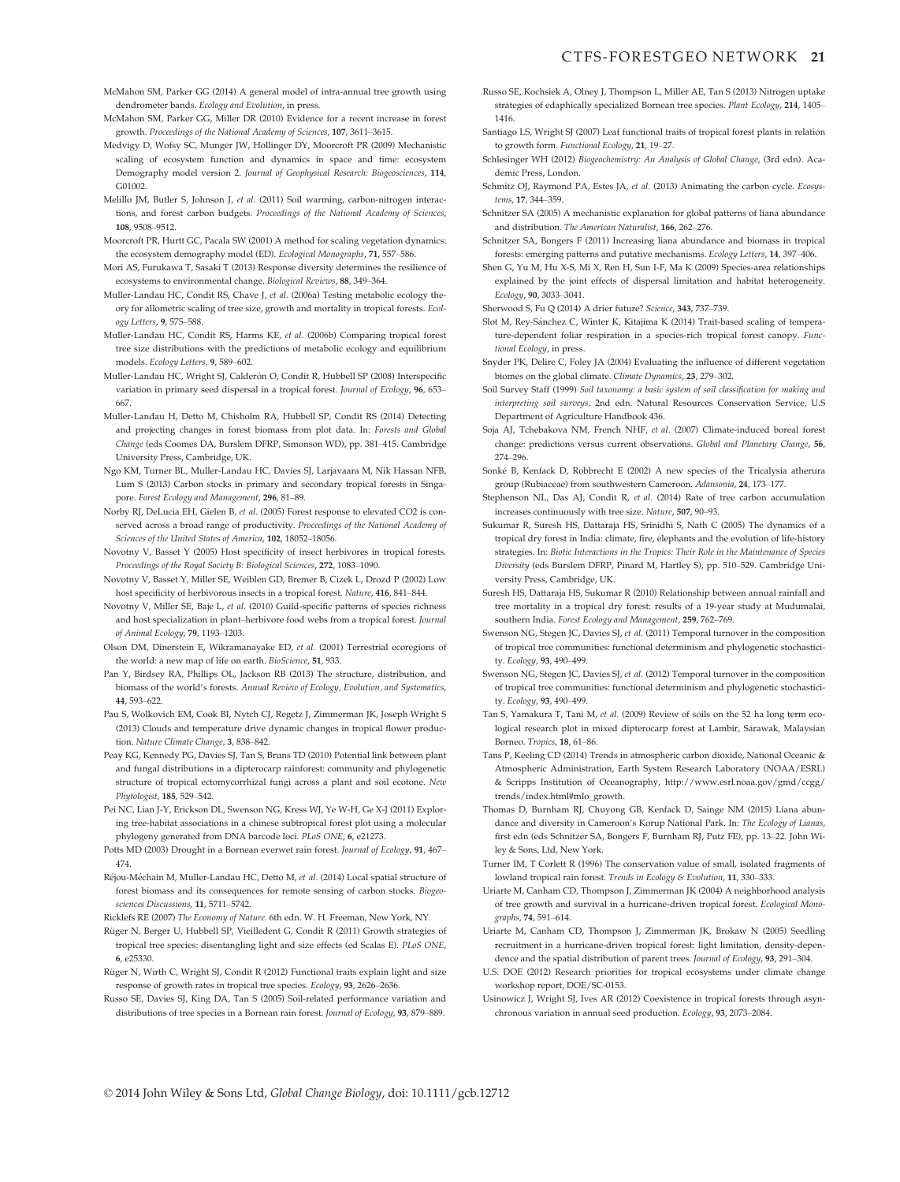McMahon SM, Parker GG (2014) A general model of intra-annual tree growth using dendrometer bands. *Ecology and Evolution*, in press.

McMahon SM, Parker GG, Miller DR (2010) Evidence for a recent increase in forest growth. *Proceedings of the National Academy of Sciences*, **107**, 3611–3615.

Medvigy D, Wofsy SC, Munger JW, Hollinger DY, Moorcroft PR (2009) Mechanistic scaling of ecosystem function and dynamics in space and time: ecosystem Demography model version 2. *Journal of Geophysical Research: Biogeosciences*, **114**, G01002.

Melillo JM, Butler S, Johnson J, *et al.* (2011) Soil warming, carbon-nitrogen interactions, and forest carbon budgets. *Proceedings of the National Academy of Sciences*, **108**, 9508–9512.

Moorcroft PR, Hurtt GC, Pacala SW (2001) A method for scaling vegetation dynamics: the ecosystem demography model (ED). *Ecological Monographs*, **71**, 557–586.

Mori AS, Furukawa T, Sasaki T (2013) Response diversity determines the resilience of ecosystems to environmental change. *Biological Reviews*, **88**, 349–364.

Muller-Landau HC, Condit RS, Chave J, *et al.* (2006a) Testing metabolic ecology theory for allometric scaling of tree size, growth and mortality in tropical forests. *Ecology Letters*, **9**, 575–588.

Muller-Landau HC, Condit RS, Harms KE, *et al.* (2006b) Comparing tropical forest tree size distributions with the predictions of metabolic ecology and equilibrium models. *Ecology Letters*, **9**, 589–602.

Muller-Landau HC, Wright SJ, Calderón O, Condit R, Hubbell SP (2008) Interspecific variation in primary seed dispersal in a tropical forest. *Journal of Ecology*, **96**, 653–667.

Muller-Landau H, Detto M, Chisholm RA, Hubbell SP, Condit RS (2014) Detecting and projecting changes in forest biomass from plot data. In: *Forests and Global Change* (eds Coomes DA, Burslem DFRP, Simonson WD), pp. 381–415. Cambridge University Press, Cambridge, UK.

Ngo KM, Turner BL, Muller-Landau HC, Davies SJ, Larjavaara M, Nik Hassan NFB, Lum S (2013) Carbon stocks in primary and secondary tropical forests in Singapore. *Forest Ecology and Management*, **296**, 81–89.

Norby RJ, DeLucia EH, Gielen B, *et al.* (2005) Forest response to elevated CO2 is conserved across a broad range of productivity. *Proceedings of the National Academy of Sciences of the United States of America*, **102**, 18052–18056.

Novotny V, Basset Y (2005) Host specificity of insect herbivores in tropical forests. *Proceedings of the Royal Society B: Biological Sciences*, **272**, 1083–1090.

Novotny V, Basset Y, Miller SE, Weiblen GD, Bremer B, Cizek L, Drozd P (2002) Low host specificity of herbivorous insects in a tropical forest. *Nature*, **416**, 841–844.

Novotny V, Miller SE, Baje L, *et al.* (2010) Guild-specific patterns of species richness and host specialization in plant–herbivore food webs from a tropical forest. *Journal of Animal Ecology*, **79**, 1193–1203.

Olson DM, Dinerstein E, Wikramanayake ED, *et al.* (2001) Terrestrial ecoregions of the world: a new map of life on earth. *BioScience*, **51**, 933.

Pan Y, Birdsey RA, Phillips OL, Jackson RB (2013) The structure, distribution, and biomass of the world's forests. *Annual Review of Ecology, Evolution, and Systematics*, **44**, 593–622.

Pau S, Wolkovich EM, Cook BI, Nytch CJ, Regetz J, Zimmerman JK, Joseph Wright S (2013) Clouds and temperature drive dynamic changes in tropical flower production. *Nature Climate Change*, **3**, 838–842.

Peay KG, Kennedy PG, Davies SJ, Tan S, Bruns TD (2010) Potential link between plant and fungal distributions in a dipterocarp rainforest: community and phylogenetic structure of tropical ectomycorrhizal fungi across a plant and soil ecotone. *New Phytologist*, **185**, 529–542.

Pei NC, Lian J-Y, Erickson DL, Swenson NG, Kress WJ, Ye W-H, Ge X-J (2011) Exploring tree-habitat associations in a chinese subtropical forest plot using a molecular phylogeny generated from DNA barcode loci. *PLoS ONE*, **6**, e21273.

Potts MD (2003) Drought in a Bornean everwet rain forest. *Journal of Ecology*, **91**, 467–474.

Réjou-Méchain M, Muller-Landau HC, Detto M, *et al.* (2014) Local spatial structure of forest biomass and its consequences for remote sensing of carbon stocks. *Biogeosciences Discussions*, **11**, 5711–5742.

Ricklefs RE (2007) *The Economy of Nature*. 6th edn. W. H. Freeman, New York, NY.

Rüger N, Berger U, Hubbell SP, Vieilledent G, Condit R (2011) Growth strategies of tropical tree species: disentangling light and size effects (ed Scalas E). *PLoS ONE*, **6**, e25330.

Rüger N, Wirth C, Wright SJ, Condit R (2012) Functional traits explain light and size response of growth rates in tropical tree species. *Ecology*, **93**, 2626–2636.

Russo SE, Davies SJ, King DA, Tan S (2005) Soil-related performance variation and distributions of tree species in a Bornean rain forest. *Journal of Ecology*, **93**, 879–889.

Russo SE, Kochsiek A, Olney J, Thompson L, Miller AE, Tan S (2013) Nitrogen uptake strategies of edaphically specialized Bornean tree species. *Plant Ecology*, **214**, 1405–1416.

Santiago LS, Wright SJ (2007) Leaf functional traits of tropical forest plants in relation to growth form. *Functional Ecology*, **21**, 19–27.

Schlesinger WH (2012) *Biogeochemistry: An Analysis of Global Change*, (3rd edn). Academic Press, London.

Schmitz OJ, Raymond PA, Estes JA, *et al.* (2013) Animating the carbon cycle. *Ecosystems*, **17**, 344–359.

Schnitzer SA (2005) A mechanistic explanation for global patterns of liana abundance and distribution. *The American Naturalist*, **166**, 262–276.

Schnitzer SA, Bongers F (2011) Increasing liana abundance and biomass in tropical forests: emerging patterns and putative mechanisms. *Ecology Letters*, **14**, 397–406.

Shen G, Yu M, Hu X-S, Mi X, Ren H, Sun I-F, Ma K (2009) Species-area relationships explained by the joint effects of dispersal limitation and habitat heterogeneity. *Ecology*, **90**, 3033–3041.

Sherwood S, Fu Q (2014) A drier future? *Science*, **343**, 737–739.

Slot M, Rey-Sánchez C, Winter K, Kitajima K (2014) Trait-based scaling of temperature-dependent foliar respiration in a species-rich tropical forest canopy. *Functional Ecology*, in press.

Snyder PK, Delire C, Foley JA (2004) Evaluating the influence of different vegetation biomes on the global climate. *Climate Dynamics*, **23**, 279–302.

Soil Survey Staff (1999) *Soil taxonomy: a basic system of soil classification for making and interpreting soil surveys*, 2nd edn. Natural Resources Conservation Service, U.S Department of Agriculture Handbook 436.

Soja AJ, Tchebakova NM, French NHF, *et al.* (2007) Climate-induced boreal forest change: predictions versus current observations. *Global and Planetary Change*, **56**, 274–296.

Sonké B, Kenfack D, Robbrecht E (2002) A new species of the Tricalysia atherura group (Rubiaceae) from southwestern Cameroon. *Adansonia*, **24**, 173–177.

Stephenson NL, Das AJ, Condit R, *et al.* (2014) Rate of tree carbon accumulation increases continuously with tree size. *Nature*, **507**, 90–93.

Sukumar R, Suresh HS, Dattaraja HS, Srinidhi S, Nath C (2005) The dynamics of a tropical dry forest in India: climate, fire, elephants and the evolution of life-history strategies. In: *Biotic Interactions in the Tropics: Their Role in the Maintenance of Species Diversity* (eds Burslem DFRP, Pinard M, Hartley S), pp. 510–529. Cambridge University Press, Cambridge, UK.

Suresh HS, Dattaraja HS, Sukumar R (2010) Relationship between annual rainfall and tree mortality in a tropical dry forest: results of a 19-year study at Mudumalai, southern India. *Forest Ecology and Management*, **259**, 762–769.

Swenson NG, Stegen JC, Davies SJ, *et al.* (2011) Temporal turnover in the composition of tropical tree communities: functional determinism and phylogenetic stochasticity. *Ecology*, **93**, 490–499.

Swenson NG, Stegen JC, Davies SJ, *et al.* (2012) Temporal turnover in the composition of tropical tree communities: functional determinism and phylogenetic stochasticity. *Ecology*, **93**, 490–499.

Tan S, Yamakura T, Tani M, *et al.* (2009) Review of soils on the 52 ha long term ecological research plot in mixed dipterocarp forest at Lambir, Sarawak, Malaysian Borneo. *Tropics*, **18**, 61–86.

Tans P, Keeling CD (2014) Trends in atmospheric carbon dioxide, National Oceanic & Atmospheric Administration, Earth System Research Laboratory (NOAA/ESRL) & Scripps Institution of Oceanography, http://www.esrl.noaa.gov/gmd/ccgg/trends/index.html#mlo_growth.

Thomas D, Burnham RJ, Chuyong GB, Kenfack D, Sainge NM (2015) Liana abundance and diversity in Cameroon's Korup National Park. In: *The Ecology of Lianas*, first edn (eds Schnitzer SA, Bongers F, Burnham RJ, Putz FE), pp. 13–22. John Wiley & Sons, Ltd, New York.

Turner IM, T Corlett R (1996) The conservation value of small, isolated fragments of lowland tropical rain forest. *Trends in Ecology & Evolution*, **11**, 330–333.

Uriarte M, Canham CD, Thompson J, Zimmerman JK (2004) A neighborhood analysis of tree growth and survival in a hurricane-driven tropical forest. *Ecological Monographs*, **74**, 591–614.

Uriarte M, Canham CD, Thompson J, Zimmerman JK, Brokaw N (2005) Seedling recruitment in a hurricane-driven tropical forest: light limitation, density-dependence and the spatial distribution of parent trees. *Journal of Ecology*, **93**, 291–304.

U.S. DOE (2012) Research priorities for tropical ecosystems under climate change workshop report, DOE/SC-0153.

Usinowicz J, Wright SJ, Ives AR (2012) Coexistence in tropical forests through asynchronous variation in annual seed production. *Ecology*, **93**, 2073–2084.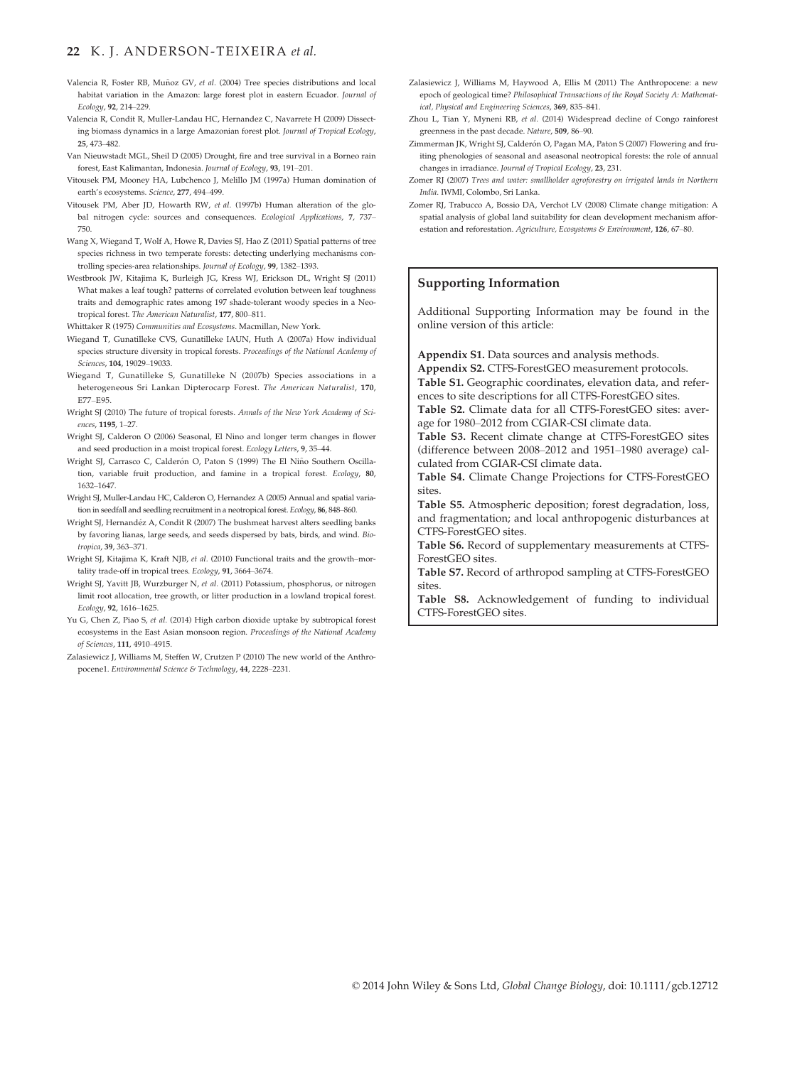Valencia R, Foster RB, Muñoz GV, *et al.* (2004) Tree species distributions and local habitat variation in the Amazon: large forest plot in eastern Ecuador. *Journal of Ecology*, **92**, 214–229.

Valencia R, Condit R, Muller-Landau HC, Hernandez C, Navarrete H (2009) Dissecting biomass dynamics in a large Amazonian forest plot. *Journal of Tropical Ecology*, **25**, 473–482.

Van Nieuwstadt MGL, Sheil D (2005) Drought, fire and tree survival in a Borneo rain forest, East Kalimantan, Indonesia. *Journal of Ecology*, **93**, 191–201.

Vitousek PM, Mooney HA, Lubchenco J, Melillo JM (1997a) Human domination of earth's ecosystems. *Science*, **277**, 494–499.

Vitousek PM, Aber JD, Howarth RW, *et al.* (1997b) Human alteration of the global nitrogen cycle: sources and consequences. *Ecological Applications*, **7**, 737–750.

Wang X, Wiegand T, Wolf A, Howe R, Davies SJ, Hao Z (2011) Spatial patterns of tree species richness in two temperate forests: detecting underlying mechanisms controlling species-area relationships. *Journal of Ecology*, **99**, 1382–1393.

Westbrook JW, Kitajima K, Burleigh JG, Kress WJ, Erickson DL, Wright SJ (2011) What makes a leaf tough? patterns of correlated evolution between leaf toughness traits and demographic rates among 197 shade-tolerant woody species in a Neotropical forest. *The American Naturalist*, **177**, 800–811.

Whittaker R (1975) *Communities and Ecosystems*. Macmillan, New York.

Wiegand T, Gunatilleke CVS, Gunatilleke IAUN, Huth A (2007a) How individual species structure diversity in tropical forests. *Proceedings of the National Academy of Sciences*, **104**, 19029–19033.

Wiegand T, Gunatilleke S, Gunatilleke N (2007b) Species associations in a heterogeneous Sri Lankan Dipterocarp Forest. *The American Naturalist*, **170**, E77–E95.

Wright SJ (2010) The future of tropical forests. *Annals of the New York Academy of Sciences*, **1195**, 1–27.

Wright SJ, Calderon O (2006) Seasonal, El Nino and longer term changes in flower and seed production in a moist tropical forest. *Ecology Letters*, **9**, 35–44.

Wright SJ, Carrasco C, Calderón O, Paton S (1999) The El Niño Southern Oscillation, variable fruit production, and famine in a tropical forest. *Ecology*, **80**, 1632–1647.

Wright SJ, Muller-Landau HC, Calderon O, Hernandez A (2005) Annual and spatial variation in seedfall and seedling recruitment in a neotropical forest. *Ecology*, **86**, 848–860.

Wright SJ, Hernandéz A, Condit R (2007) The bushmeat harvest alters seedling banks by favoring lianas, large seeds, and seeds dispersed by bats, birds, and wind. *Biotropica*, **39**, 363–371.

Wright SJ, Kitajima K, Kraft NJB, *et al.* (2010) Functional traits and the growth–mortality trade-off in tropical trees. *Ecology*, **91**, 3664–3674.

Wright SJ, Yavitt JB, Wurzburger N, *et al.* (2011) Potassium, phosphorus, or nitrogen limit root allocation, tree growth, or litter production in a lowland tropical forest. *Ecology*, **92**, 1616–1625.

Yu G, Chen Z, Piao S, *et al.* (2014) High carbon dioxide uptake by subtropical forest ecosystems in the East Asian monsoon region. *Proceedings of the National Academy of Sciences*, **111**, 4910–4915.

Zalasiewicz J, Williams M, Steffen W, Crutzen P (2010) The new world of the Anthropocene1. *Environmental Science & Technology*, **44**, 2228–2231.

Zalasiewicz J, Williams M, Haywood A, Ellis M (2011) The Anthropocene: a new epoch of geological time? *Philosophical Transactions of the Royal Society A: Mathematical, Physical and Engineering Sciences*, **369**, 835–841.

Zhou L, Tian Y, Myneni RB, *et al.* (2014) Widespread decline of Congo rainforest greenness in the past decade. *Nature*, **509**, 86–90.

Zimmerman JK, Wright SJ, Calderón O, Pagan MA, Paton S (2007) Flowering and fruiting phenologies of seasonal and aseasonal neotropical forests: the role of annual changes in irradiance. *Journal of Tropical Ecology*, **23**, 231.

Zomer RJ (2007) *Trees and water: smallholder agroforestry on irrigated lands in Northern India*. IWMI, Colombo, Sri Lanka.

Zomer RJ, Trabucco A, Bossio DA, Verchot LV (2008) Climate change mitigation: A spatial analysis of global land suitability for clean development mechanism afforestation and reforestation. *Agriculture, Ecosystems & Environment*, **126**, 67–80.

## Supporting Information

Additional Supporting Information may be found in the online version of this article:

**Appendix S1.** Data sources and analysis methods.
**Appendix S2.** CTFS-ForestGEO measurement protocols.
**Table S1.** Geographic coordinates, elevation data, and references to site descriptions for all CTFS-ForestGEO sites.
**Table S2.** Climate data for all CTFS-ForestGEO sites: average for 1980–2012 from CGIAR-CSI climate data.
**Table S3.** Recent climate change at CTFS-ForestGEO sites (difference between 2008–2012 and 1951–1980 average) calculated from CGIAR-CSI climate data.
**Table S4.** Climate Change Projections for CTFS-ForestGEO sites.
**Table S5.** Atmospheric deposition; forest degradation, loss, and fragmentation; and local anthropogenic disturbances at CTFS-ForestGEO sites.
**Table S6.** Record of supplementary measurements at CTFS-ForestGEO sites.
**Table S7.** Record of arthropod sampling at CTFS-ForestGEO sites.
**Table S8.** Acknowledgement of funding to individual CTFS-ForestGEO sites.